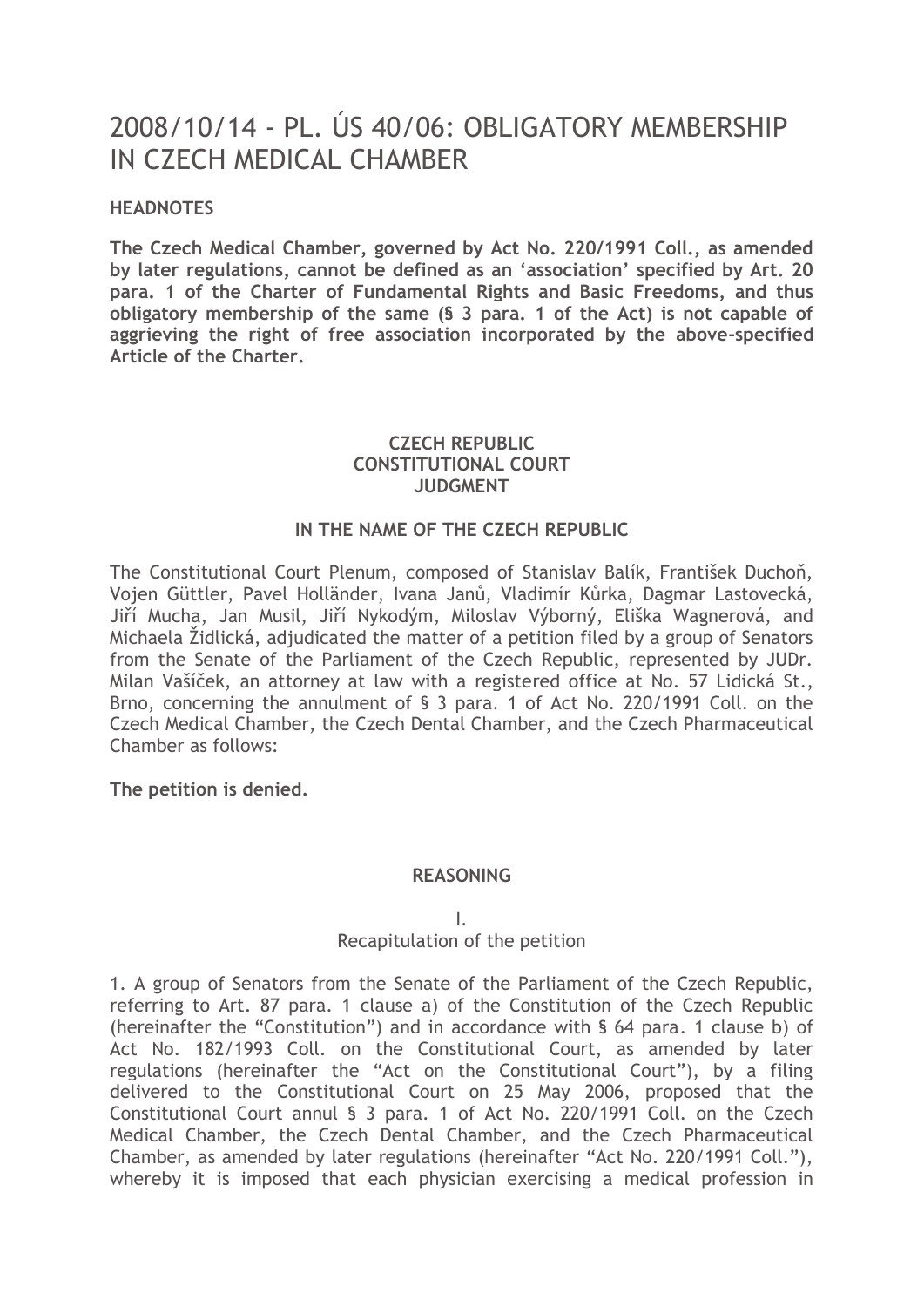# 2008/10/14 - PL. ÚS 40/06: OBLIGATORY MEMBERSHIP IN CZECH MEDICAL CHAMBER

**HEADNOTES**

**The Czech Medical Chamber, governed by Act No. 220/1991 Coll., as amended by later regulations, cannot be defined as an 'association' specified by Art. 20 para. 1 of the Charter of Fundamental Rights and Basic Freedoms, and thus obligatory membership of the same (§ 3 para. 1 of the Act) is not capable of aggrieving the right of free association incorporated by the above-specified Article of the Charter.**

**CZECH REPUBLIC**
**CONSTITUTIONAL COURT**
**JUDGMENT**

**IN THE NAME OF THE CZECH REPUBLIC**

The Constitutional Court Plenum, composed of Stanislav Balík, František Duchoň, Vojen Güttler, Pavel Holländer, Ivana Janů, Vladimír Kůrka, Dagmar Lastovecká, Jiří Mucha, Jan Musil, Jiří Nykodým, Miloslav Výborný, Eliška Wagnerová, and Michaela Židlická, adjudicated the matter of a petition filed by a group of Senators from the Senate of the Parliament of the Czech Republic, represented by JUDr. Milan Vašíček, an attorney at law with a registered office at No. 57 Lidická St., Brno, concerning the annulment of § 3 para. 1 of Act No. 220/1991 Coll. on the Czech Medical Chamber, the Czech Dental Chamber, and the Czech Pharmaceutical Chamber as follows:

**The petition is denied.**

**REASONING**

I.
Recapitulation of the petition

1. A group of Senators from the Senate of the Parliament of the Czech Republic, referring to Art. 87 para. 1 clause a) of the Constitution of the Czech Republic (hereinafter the "Constitution") and in accordance with § 64 para. 1 clause b) of Act No. 182/1993 Coll. on the Constitutional Court, as amended by later regulations (hereinafter the "Act on the Constitutional Court"), by a filing delivered to the Constitutional Court on 25 May 2006, proposed that the Constitutional Court annul § 3 para. 1 of Act No. 220/1991 Coll. on the Czech Medical Chamber, the Czech Dental Chamber, and the Czech Pharmaceutical Chamber, as amended by later regulations (hereinafter "Act No. 220/1991 Coll."), whereby it is imposed that each physician exercising a medical profession in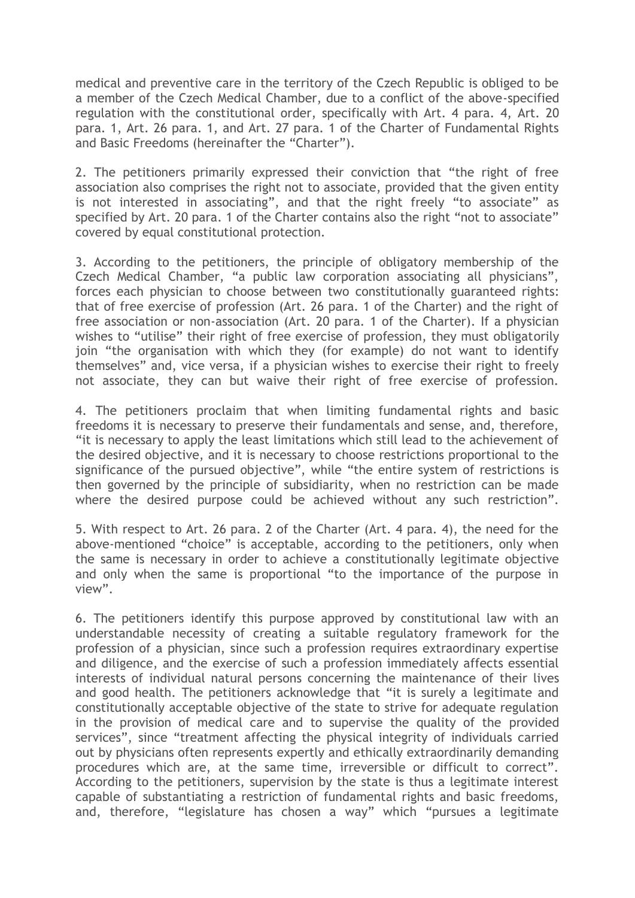medical and preventive care in the territory of the Czech Republic is obliged to be a member of the Czech Medical Chamber, due to a conflict of the above-specified regulation with the constitutional order, specifically with Art. 4 para. 4, Art. 20 para. 1, Art. 26 para. 1, and Art. 27 para. 1 of the Charter of Fundamental Rights and Basic Freedoms (hereinafter the "Charter").

2. The petitioners primarily expressed their conviction that "the right of free association also comprises the right not to associate, provided that the given entity is not interested in associating", and that the right freely "to associate" as specified by Art. 20 para. 1 of the Charter contains also the right "not to associate" covered by equal constitutional protection.

3. According to the petitioners, the principle of obligatory membership of the Czech Medical Chamber, "a public law corporation associating all physicians", forces each physician to choose between two constitutionally guaranteed rights: that of free exercise of profession (Art. 26 para. 1 of the Charter) and the right of free association or non-association (Art. 20 para. 1 of the Charter). If a physician wishes to "utilise" their right of free exercise of profession, they must obligatorily join "the organisation with which they (for example) do not want to identify themselves" and, vice versa, if a physician wishes to exercise their right to freely not associate, they can but waive their right of free exercise of profession.

4. The petitioners proclaim that when limiting fundamental rights and basic freedoms it is necessary to preserve their fundamentals and sense, and, therefore, "it is necessary to apply the least limitations which still lead to the achievement of the desired objective, and it is necessary to choose restrictions proportional to the significance of the pursued objective", while "the entire system of restrictions is then governed by the principle of subsidiarity, when no restriction can be made where the desired purpose could be achieved without any such restriction".

5. With respect to Art. 26 para. 2 of the Charter (Art. 4 para. 4), the need for the above-mentioned "choice" is acceptable, according to the petitioners, only when the same is necessary in order to achieve a constitutionally legitimate objective and only when the same is proportional "to the importance of the purpose in view".

6. The petitioners identify this purpose approved by constitutional law with an understandable necessity of creating a suitable regulatory framework for the profession of a physician, since such a profession requires extraordinary expertise and diligence, and the exercise of such a profession immediately affects essential interests of individual natural persons concerning the maintenance of their lives and good health. The petitioners acknowledge that "it is surely a legitimate and constitutionally acceptable objective of the state to strive for adequate regulation in the provision of medical care and to supervise the quality of the provided services", since "treatment affecting the physical integrity of individuals carried out by physicians often represents expertly and ethically extraordinarily demanding procedures which are, at the same time, irreversible or difficult to correct". According to the petitioners, supervision by the state is thus a legitimate interest capable of substantiating a restriction of fundamental rights and basic freedoms, and, therefore, "legislature has chosen a way" which "pursues a legitimate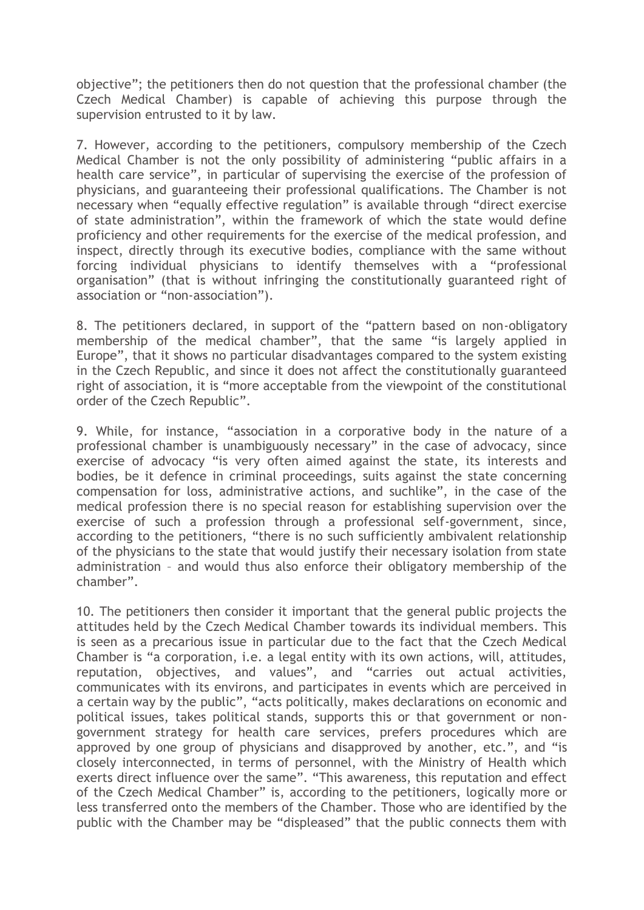objective"; the petitioners then do not question that the professional chamber (the Czech Medical Chamber) is capable of achieving this purpose through the supervision entrusted to it by law.

7. However, according to the petitioners, compulsory membership of the Czech Medical Chamber is not the only possibility of administering "public affairs in a health care service", in particular of supervising the exercise of the profession of physicians, and guaranteeing their professional qualifications. The Chamber is not necessary when "equally effective regulation" is available through "direct exercise of state administration", within the framework of which the state would define proficiency and other requirements for the exercise of the medical profession, and inspect, directly through its executive bodies, compliance with the same without forcing individual physicians to identify themselves with a "professional organisation" (that is without infringing the constitutionally guaranteed right of association or "non-association").

8. The petitioners declared, in support of the "pattern based on non-obligatory membership of the medical chamber", that the same "is largely applied in Europe", that it shows no particular disadvantages compared to the system existing in the Czech Republic, and since it does not affect the constitutionally guaranteed right of association, it is "more acceptable from the viewpoint of the constitutional order of the Czech Republic".

9. While, for instance, "association in a corporative body in the nature of a professional chamber is unambiguously necessary" in the case of advocacy, since exercise of advocacy "is very often aimed against the state, its interests and bodies, be it defence in criminal proceedings, suits against the state concerning compensation for loss, administrative actions, and suchlike", in the case of the medical profession there is no special reason for establishing supervision over the exercise of such a profession through a professional self-government, since, according to the petitioners, "there is no such sufficiently ambivalent relationship of the physicians to the state that would justify their necessary isolation from state administration – and would thus also enforce their obligatory membership of the chamber".

10. The petitioners then consider it important that the general public projects the attitudes held by the Czech Medical Chamber towards its individual members. This is seen as a precarious issue in particular due to the fact that the Czech Medical Chamber is "a corporation, i.e. a legal entity with its own actions, will, attitudes, reputation, objectives, and values", and "carries out actual activities, communicates with its environs, and participates in events which are perceived in a certain way by the public", "acts politically, makes declarations on economic and political issues, takes political stands, supports this or that government or non-government strategy for health care services, prefers procedures which are approved by one group of physicians and disapproved by another, etc.", and "is closely interconnected, in terms of personnel, with the Ministry of Health which exerts direct influence over the same". "This awareness, this reputation and effect of the Czech Medical Chamber" is, according to the petitioners, logically more or less transferred onto the members of the Chamber. Those who are identified by the public with the Chamber may be "displeased" that the public connects them with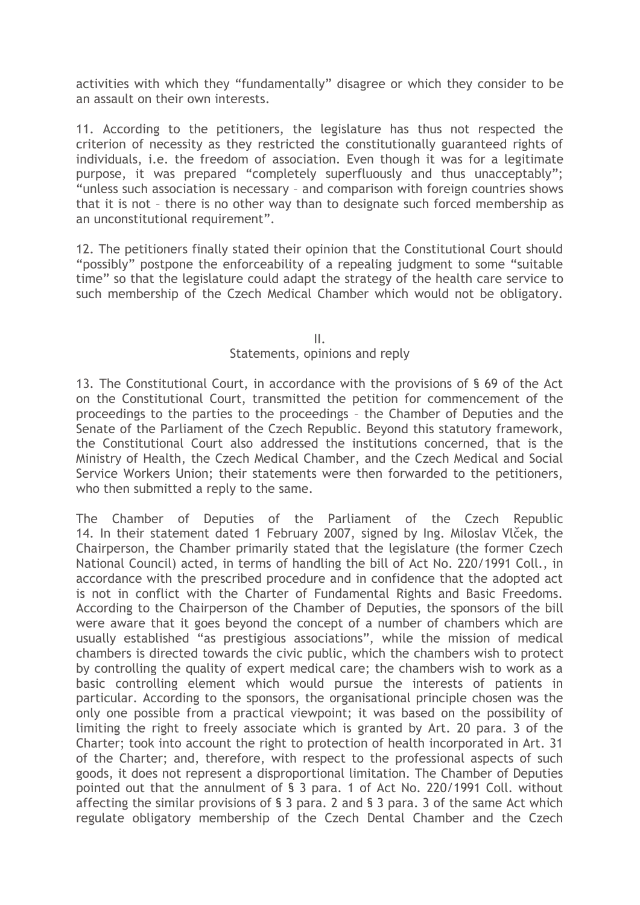activities with which they "fundamentally" disagree or which they consider to be an assault on their own interests.

11. According to the petitioners, the legislature has thus not respected the criterion of necessity as they restricted the constitutionally guaranteed rights of individuals, i.e. the freedom of association. Even though it was for a legitimate purpose, it was prepared "completely superfluously and thus unacceptably"; "unless such association is necessary – and comparison with foreign countries shows that it is not – there is no other way than to designate such forced membership as an unconstitutional requirement".

12. The petitioners finally stated their opinion that the Constitutional Court should "possibly" postpone the enforceability of a repealing judgment to some "suitable time" so that the legislature could adapt the strategy of the health care service to such membership of the Czech Medical Chamber which would not be obligatory.

## II.
## Statements, opinions and reply

13. The Constitutional Court, in accordance with the provisions of § 69 of the Act on the Constitutional Court, transmitted the petition for commencement of the proceedings to the parties to the proceedings – the Chamber of Deputies and the Senate of the Parliament of the Czech Republic. Beyond this statutory framework, the Constitutional Court also addressed the institutions concerned, that is the Ministry of Health, the Czech Medical Chamber, and the Czech Medical and Social Service Workers Union; their statements were then forwarded to the petitioners, who then submitted a reply to the same.

The Chamber of Deputies of the Parliament of the Czech Republic

14. In their statement dated 1 February 2007, signed by Ing. Miloslav Vlček, the Chairperson, the Chamber primarily stated that the legislature (the former Czech National Council) acted, in terms of handling the bill of Act No. 220/1991 Coll., in accordance with the prescribed procedure and in confidence that the adopted act is not in conflict with the Charter of Fundamental Rights and Basic Freedoms. According to the Chairperson of the Chamber of Deputies, the sponsors of the bill were aware that it goes beyond the concept of a number of chambers which are usually established "as prestigious associations", while the mission of medical chambers is directed towards the civic public, which the chambers wish to protect by controlling the quality of expert medical care; the chambers wish to work as a basic controlling element which would pursue the interests of patients in particular. According to the sponsors, the organisational principle chosen was the only one possible from a practical viewpoint; it was based on the possibility of limiting the right to freely associate which is granted by Art. 20 para. 3 of the Charter; took into account the right to protection of health incorporated in Art. 31 of the Charter; and, therefore, with respect to the professional aspects of such goods, it does not represent a disproportional limitation. The Chamber of Deputies pointed out that the annulment of § 3 para. 1 of Act No. 220/1991 Coll. without affecting the similar provisions of § 3 para. 2 and § 3 para. 3 of the same Act which regulate obligatory membership of the Czech Dental Chamber and the Czech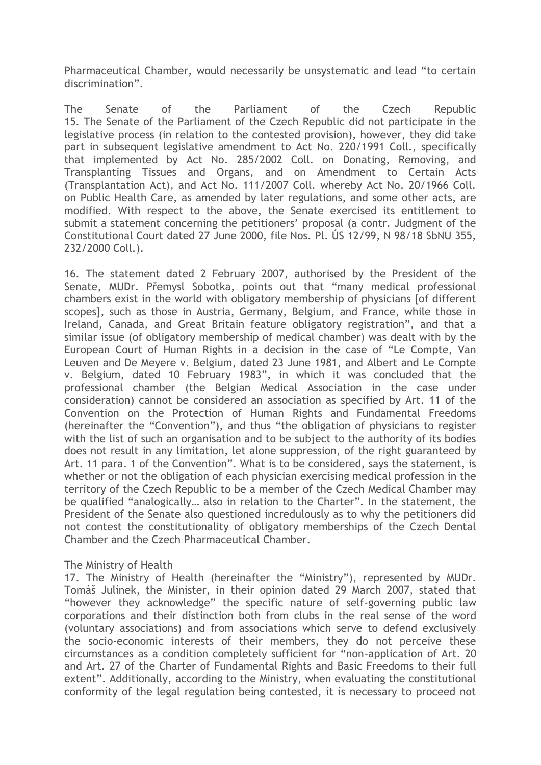Pharmaceutical Chamber, would necessarily be unsystematic and lead "to certain discrimination".

The Senate of the Parliament of the Czech Republic

15. The Senate of the Parliament of the Czech Republic did not participate in the legislative process (in relation to the contested provision), however, they did take part in subsequent legislative amendment to Act No. 220/1991 Coll., specifically that implemented by Act No. 285/2002 Coll. on Donating, Removing, and Transplanting Tissues and Organs, and on Amendment to Certain Acts (Transplantation Act), and Act No. 111/2007 Coll. whereby Act No. 20/1966 Coll. on Public Health Care, as amended by later regulations, and some other acts, are modified. With respect to the above, the Senate exercised its entitlement to submit a statement concerning the petitioners' proposal (a contr. Judgment of the Constitutional Court dated 27 June 2000, file Nos. Pl. ÚS 12/99, N 98/18 SbNU 355, 232/2000 Coll.).

16. The statement dated 2 February 2007, authorised by the President of the Senate, MUDr. Přemysl Sobotka, points out that "many medical professional chambers exist in the world with obligatory membership of physicians [of different scopes], such as those in Austria, Germany, Belgium, and France, while those in Ireland, Canada, and Great Britain feature obligatory registration", and that a similar issue (of obligatory membership of medical chamber) was dealt with by the European Court of Human Rights in a decision in the case of "Le Compte, Van Leuven and De Meyere v. Belgium, dated 23 June 1981, and Albert and Le Compte v. Belgium, dated 10 February 1983", in which it was concluded that the professional chamber (the Belgian Medical Association in the case under consideration) cannot be considered an association as specified by Art. 11 of the Convention on the Protection of Human Rights and Fundamental Freedoms (hereinafter the "Convention"), and thus "the obligation of physicians to register with the list of such an organisation and to be subject to the authority of its bodies does not result in any limitation, let alone suppression, of the right guaranteed by Art. 11 para. 1 of the Convention". What is to be considered, says the statement, is whether or not the obligation of each physician exercising medical profession in the territory of the Czech Republic to be a member of the Czech Medical Chamber may be qualified "analogically… also in relation to the Charter". In the statement, the President of the Senate also questioned incredulously as to why the petitioners did not contest the constitutionality of obligatory memberships of the Czech Dental Chamber and the Czech Pharmaceutical Chamber.

The Ministry of Health

17. The Ministry of Health (hereinafter the "Ministry"), represented by MUDr. Tomáš Julínek, the Minister, in their opinion dated 29 March 2007, stated that "however they acknowledge" the specific nature of self-governing public law corporations and their distinction both from clubs in the real sense of the word (voluntary associations) and from associations which serve to defend exclusively the socio-economic interests of their members, they do not perceive these circumstances as a condition completely sufficient for "non-application of Art. 20 and Art. 27 of the Charter of Fundamental Rights and Basic Freedoms to their full extent". Additionally, according to the Ministry, when evaluating the constitutional conformity of the legal regulation being contested, it is necessary to proceed not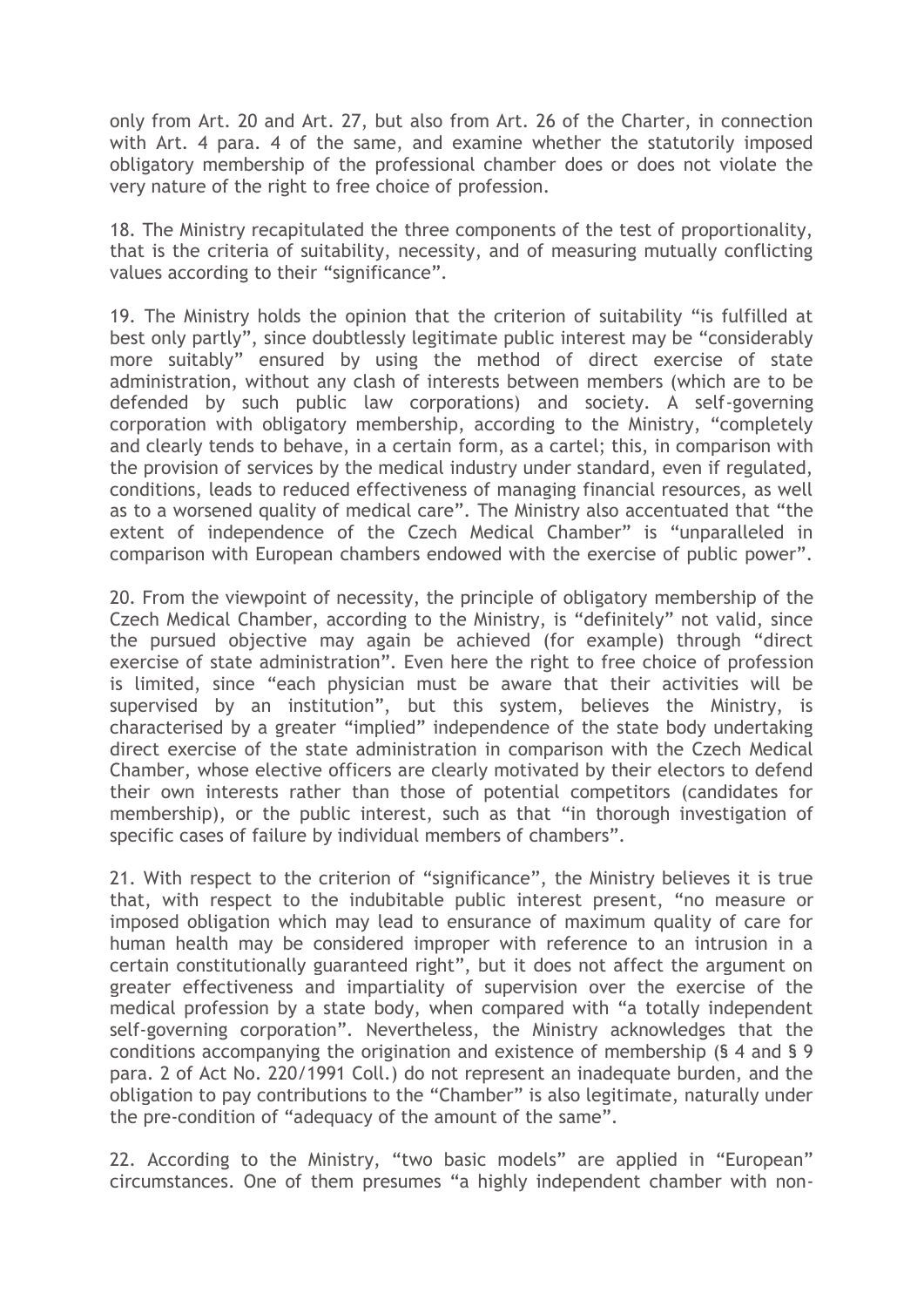only from Art. 20 and Art. 27, but also from Art. 26 of the Charter, in connection with Art. 4 para. 4 of the same, and examine whether the statutorily imposed obligatory membership of the professional chamber does or does not violate the very nature of the right to free choice of profession.

18. The Ministry recapitulated the three components of the test of proportionality, that is the criteria of suitability, necessity, and of measuring mutually conflicting values according to their "significance".

19. The Ministry holds the opinion that the criterion of suitability "is fulfilled at best only partly", since doubtlessly legitimate public interest may be "considerably more suitably" ensured by using the method of direct exercise of state administration, without any clash of interests between members (which are to be defended by such public law corporations) and society. A self-governing corporation with obligatory membership, according to the Ministry, "completely and clearly tends to behave, in a certain form, as a cartel; this, in comparison with the provision of services by the medical industry under standard, even if regulated, conditions, leads to reduced effectiveness of managing financial resources, as well as to a worsened quality of medical care". The Ministry also accentuated that "the extent of independence of the Czech Medical Chamber" is "unparalleled in comparison with European chambers endowed with the exercise of public power".

20. From the viewpoint of necessity, the principle of obligatory membership of the Czech Medical Chamber, according to the Ministry, is "definitely" not valid, since the pursued objective may again be achieved (for example) through "direct exercise of state administration". Even here the right to free choice of profession is limited, since "each physician must be aware that their activities will be supervised by an institution", but this system, believes the Ministry, is characterised by a greater "implied" independence of the state body undertaking direct exercise of the state administration in comparison with the Czech Medical Chamber, whose elective officers are clearly motivated by their electors to defend their own interests rather than those of potential competitors (candidates for membership), or the public interest, such as that "in thorough investigation of specific cases of failure by individual members of chambers".

21. With respect to the criterion of "significance", the Ministry believes it is true that, with respect to the indubitable public interest present, "no measure or imposed obligation which may lead to ensurance of maximum quality of care for human health may be considered improper with reference to an intrusion in a certain constitutionally guaranteed right", but it does not affect the argument on greater effectiveness and impartiality of supervision over the exercise of the medical profession by a state body, when compared with "a totally independent self-governing corporation". Nevertheless, the Ministry acknowledges that the conditions accompanying the origination and existence of membership (§ 4 and § 9 para. 2 of Act No. 220/1991 Coll.) do not represent an inadequate burden, and the obligation to pay contributions to the "Chamber" is also legitimate, naturally under the pre-condition of "adequacy of the amount of the same".

22. According to the Ministry, "two basic models" are applied in "European" circumstances. One of them presumes "a highly independent chamber with non-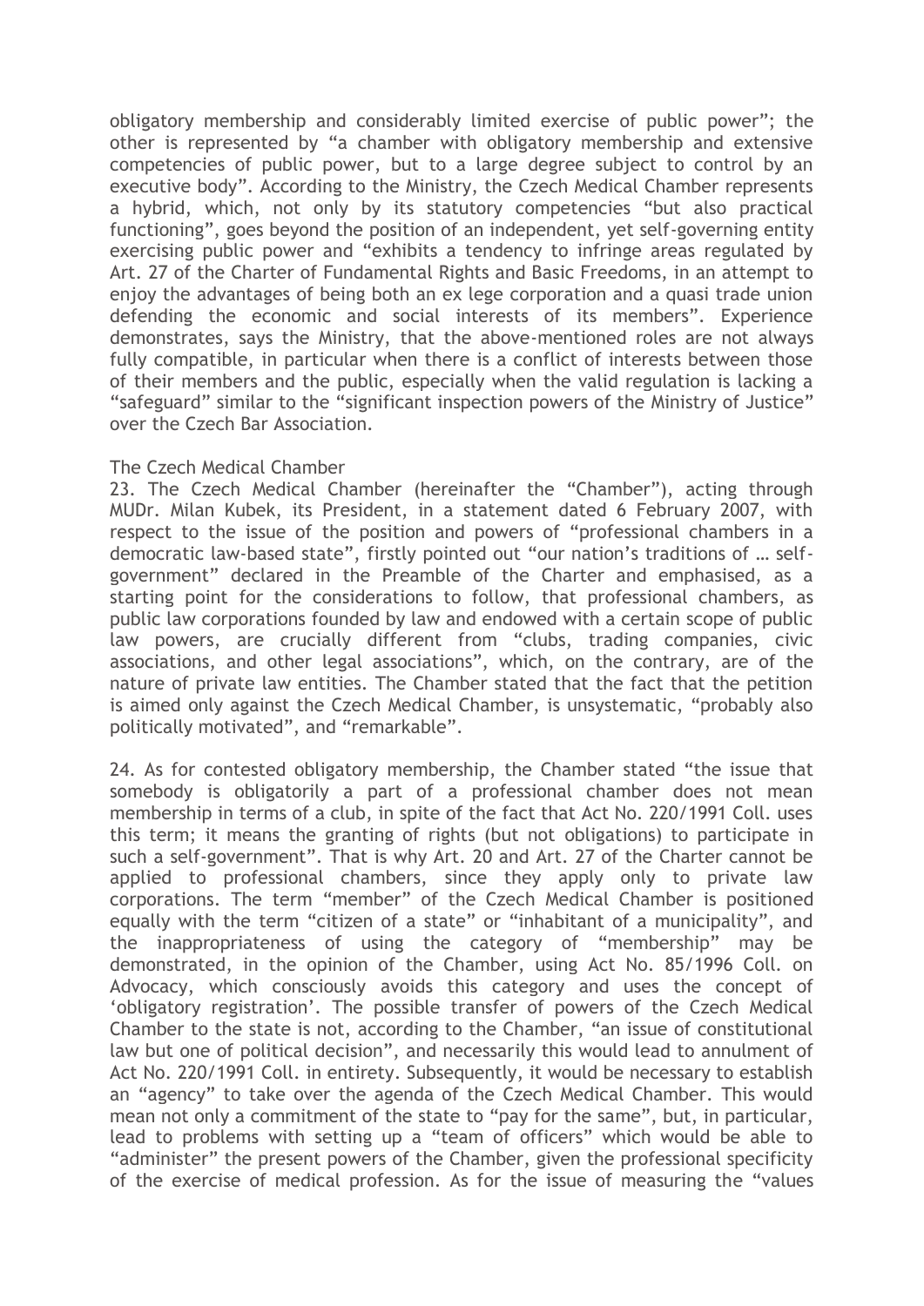obligatory membership and considerably limited exercise of public power"; the other is represented by "a chamber with obligatory membership and extensive competencies of public power, but to a large degree subject to control by an executive body". According to the Ministry, the Czech Medical Chamber represents a hybrid, which, not only by its statutory competencies "but also practical functioning", goes beyond the position of an independent, yet self-governing entity exercising public power and "exhibits a tendency to infringe areas regulated by Art. 27 of the Charter of Fundamental Rights and Basic Freedoms, in an attempt to enjoy the advantages of being both an ex lege corporation and a quasi trade union defending the economic and social interests of its members". Experience demonstrates, says the Ministry, that the above-mentioned roles are not always fully compatible, in particular when there is a conflict of interests between those of their members and the public, especially when the valid regulation is lacking a "safeguard" similar to the "significant inspection powers of the Ministry of Justice" over the Czech Bar Association.

The Czech Medical Chamber

23. The Czech Medical Chamber (hereinafter the "Chamber"), acting through MUDr. Milan Kubek, its President, in a statement dated 6 February 2007, with respect to the issue of the position and powers of "professional chambers in a democratic law-based state", firstly pointed out "our nation's traditions of … self-government" declared in the Preamble of the Charter and emphasised, as a starting point for the considerations to follow, that professional chambers, as public law corporations founded by law and endowed with a certain scope of public law powers, are crucially different from "clubs, trading companies, civic associations, and other legal associations", which, on the contrary, are of the nature of private law entities. The Chamber stated that the fact that the petition is aimed only against the Czech Medical Chamber, is unsystematic, "probably also politically motivated", and "remarkable".

24. As for contested obligatory membership, the Chamber stated "the issue that somebody is obligatorily a part of a professional chamber does not mean membership in terms of a club, in spite of the fact that Act No. 220/1991 Coll. uses this term; it means the granting of rights (but not obligations) to participate in such a self-government". That is why Art. 20 and Art. 27 of the Charter cannot be applied to professional chambers, since they apply only to private law corporations. The term "member" of the Czech Medical Chamber is positioned equally with the term "citizen of a state" or "inhabitant of a municipality", and the inappropriateness of using the category of "membership" may be demonstrated, in the opinion of the Chamber, using Act No. 85/1996 Coll. on Advocacy, which consciously avoids this category and uses the concept of 'obligatory registration'. The possible transfer of powers of the Czech Medical Chamber to the state is not, according to the Chamber, "an issue of constitutional law but one of political decision", and necessarily this would lead to annulment of Act No. 220/1991 Coll. in entirety. Subsequently, it would be necessary to establish an "agency" to take over the agenda of the Czech Medical Chamber. This would mean not only a commitment of the state to "pay for the same", but, in particular, lead to problems with setting up a "team of officers" which would be able to "administer" the present powers of the Chamber, given the professional specificity of the exercise of medical profession. As for the issue of measuring the "values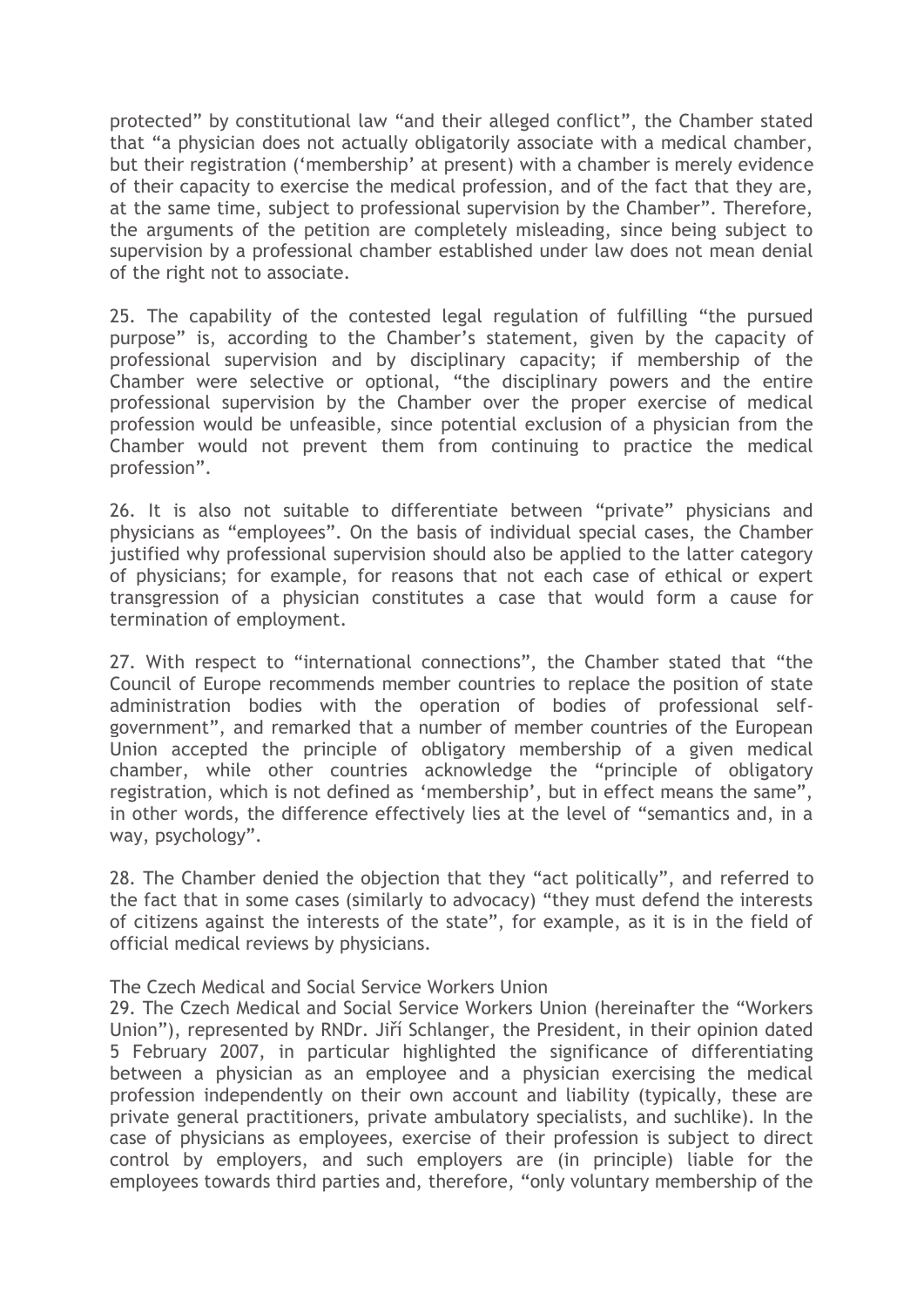protected" by constitutional law "and their alleged conflict", the Chamber stated that "a physician does not actually obligatorily associate with a medical chamber, but their registration ('membership' at present) with a chamber is merely evidence of their capacity to exercise the medical profession, and of the fact that they are, at the same time, subject to professional supervision by the Chamber". Therefore, the arguments of the petition are completely misleading, since being subject to supervision by a professional chamber established under law does not mean denial of the right not to associate.

25. The capability of the contested legal regulation of fulfilling "the pursued purpose" is, according to the Chamber's statement, given by the capacity of professional supervision and by disciplinary capacity; if membership of the Chamber were selective or optional, "the disciplinary powers and the entire professional supervision by the Chamber over the proper exercise of medical profession would be unfeasible, since potential exclusion of a physician from the Chamber would not prevent them from continuing to practice the medical profession".

26. It is also not suitable to differentiate between "private" physicians and physicians as "employees". On the basis of individual special cases, the Chamber justified why professional supervision should also be applied to the latter category of physicians; for example, for reasons that not each case of ethical or expert transgression of a physician constitutes a case that would form a cause for termination of employment.

27. With respect to "international connections", the Chamber stated that "the Council of Europe recommends member countries to replace the position of state administration bodies with the operation of bodies of professional self-government", and remarked that a number of member countries of the European Union accepted the principle of obligatory membership of a given medical chamber, while other countries acknowledge the "principle of obligatory registration, which is not defined as 'membership', but in effect means the same", in other words, the difference effectively lies at the level of "semantics and, in a way, psychology".

28. The Chamber denied the objection that they "act politically", and referred to the fact that in some cases (similarly to advocacy) "they must defend the interests of citizens against the interests of the state", for example, as it is in the field of official medical reviews by physicians.

The Czech Medical and Social Service Workers Union

29. The Czech Medical and Social Service Workers Union (hereinafter the "Workers Union"), represented by RNDr. Jiří Schlanger, the President, in their opinion dated 5 February 2007, in particular highlighted the significance of differentiating between a physician as an employee and a physician exercising the medical profession independently on their own account and liability (typically, these are private general practitioners, private ambulatory specialists, and suchlike). In the case of physicians as employees, exercise of their profession is subject to direct control by employers, and such employers are (in principle) liable for the employees towards third parties and, therefore, "only voluntary membership of the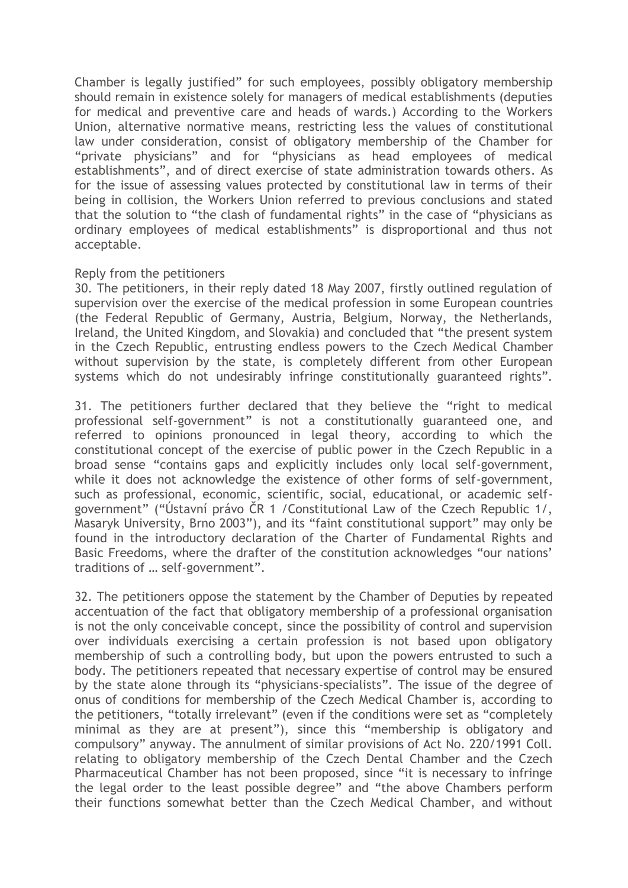Chamber is legally justified" for such employees, possibly obligatory membership should remain in existence solely for managers of medical establishments (deputies for medical and preventive care and heads of wards.) According to the Workers Union, alternative normative means, restricting less the values of constitutional law under consideration, consist of obligatory membership of the Chamber for "private physicians" and for "physicians as head employees of medical establishments", and of direct exercise of state administration towards others. As for the issue of assessing values protected by constitutional law in terms of their being in collision, the Workers Union referred to previous conclusions and stated that the solution to "the clash of fundamental rights" in the case of "physicians as ordinary employees of medical establishments" is disproportional and thus not acceptable.

Reply from the petitioners

30. The petitioners, in their reply dated 18 May 2007, firstly outlined regulation of supervision over the exercise of the medical profession in some European countries (the Federal Republic of Germany, Austria, Belgium, Norway, the Netherlands, Ireland, the United Kingdom, and Slovakia) and concluded that "the present system in the Czech Republic, entrusting endless powers to the Czech Medical Chamber without supervision by the state, is completely different from other European systems which do not undesirably infringe constitutionally guaranteed rights".

31. The petitioners further declared that they believe the "right to medical professional self-government" is not a constitutionally guaranteed one, and referred to opinions pronounced in legal theory, according to which the constitutional concept of the exercise of public power in the Czech Republic in a broad sense "contains gaps and explicitly includes only local self-government, while it does not acknowledge the existence of other forms of self-government, such as professional, economic, scientific, social, educational, or academic self-government" ("Ústavní právo ČR 1 /Constitutional Law of the Czech Republic 1/, Masaryk University, Brno 2003"), and its "faint constitutional support" may only be found in the introductory declaration of the Charter of Fundamental Rights and Basic Freedoms, where the drafter of the constitution acknowledges "our nations' traditions of … self-government".

32. The petitioners oppose the statement by the Chamber of Deputies by repeated accentuation of the fact that obligatory membership of a professional organisation is not the only conceivable concept, since the possibility of control and supervision over individuals exercising a certain profession is not based upon obligatory membership of such a controlling body, but upon the powers entrusted to such a body. The petitioners repeated that necessary expertise of control may be ensured by the state alone through its "physicians-specialists". The issue of the degree of onus of conditions for membership of the Czech Medical Chamber is, according to the petitioners, "totally irrelevant" (even if the conditions were set as "completely minimal as they are at present"), since this "membership is obligatory and compulsory" anyway. The annulment of similar provisions of Act No. 220/1991 Coll. relating to obligatory membership of the Czech Dental Chamber and the Czech Pharmaceutical Chamber has not been proposed, since "it is necessary to infringe the legal order to the least possible degree" and "the above Chambers perform their functions somewhat better than the Czech Medical Chamber, and without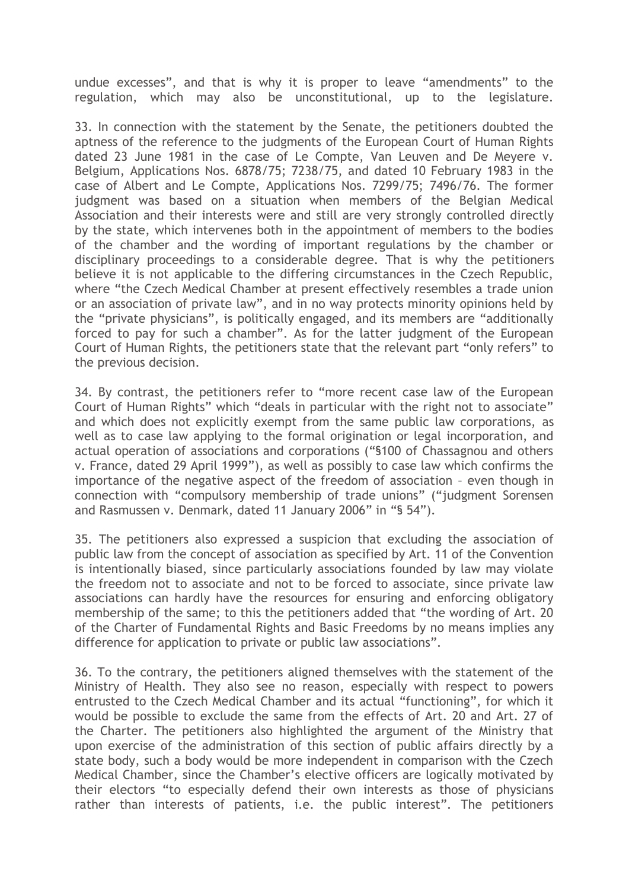undue excesses", and that is why it is proper to leave "amendments" to the regulation, which may also be unconstitutional, up to the legislature.

33. In connection with the statement by the Senate, the petitioners doubted the aptness of the reference to the judgments of the European Court of Human Rights dated 23 June 1981 in the case of Le Compte, Van Leuven and De Meyere v. Belgium, Applications Nos. 6878/75; 7238/75, and dated 10 February 1983 in the case of Albert and Le Compte, Applications Nos. 7299/75; 7496/76. The former judgment was based on a situation when members of the Belgian Medical Association and their interests were and still are very strongly controlled directly by the state, which intervenes both in the appointment of members to the bodies of the chamber and the wording of important regulations by the chamber or disciplinary proceedings to a considerable degree. That is why the petitioners believe it is not applicable to the differing circumstances in the Czech Republic, where "the Czech Medical Chamber at present effectively resembles a trade union or an association of private law", and in no way protects minority opinions held by the "private physicians", is politically engaged, and its members are "additionally forced to pay for such a chamber". As for the latter judgment of the European Court of Human Rights, the petitioners state that the relevant part "only refers" to the previous decision.

34. By contrast, the petitioners refer to "more recent case law of the European Court of Human Rights" which "deals in particular with the right not to associate" and which does not explicitly exempt from the same public law corporations, as well as to case law applying to the formal origination or legal incorporation, and actual operation of associations and corporations ("§100 of Chassagnou and others v. France, dated 29 April 1999"), as well as possibly to case law which confirms the importance of the negative aspect of the freedom of association – even though in connection with "compulsory membership of trade unions" ("judgment Sorensen and Rasmussen v. Denmark, dated 11 January 2006" in "§ 54").

35. The petitioners also expressed a suspicion that excluding the association of public law from the concept of association as specified by Art. 11 of the Convention is intentionally biased, since particularly associations founded by law may violate the freedom not to associate and not to be forced to associate, since private law associations can hardly have the resources for ensuring and enforcing obligatory membership of the same; to this the petitioners added that "the wording of Art. 20 of the Charter of Fundamental Rights and Basic Freedoms by no means implies any difference for application to private or public law associations".

36. To the contrary, the petitioners aligned themselves with the statement of the Ministry of Health. They also see no reason, especially with respect to powers entrusted to the Czech Medical Chamber and its actual "functioning", for which it would be possible to exclude the same from the effects of Art. 20 and Art. 27 of the Charter. The petitioners also highlighted the argument of the Ministry that upon exercise of the administration of this section of public affairs directly by a state body, such a body would be more independent in comparison with the Czech Medical Chamber, since the Chamber's elective officers are logically motivated by their electors "to especially defend their own interests as those of physicians rather than interests of patients, i.e. the public interest". The petitioners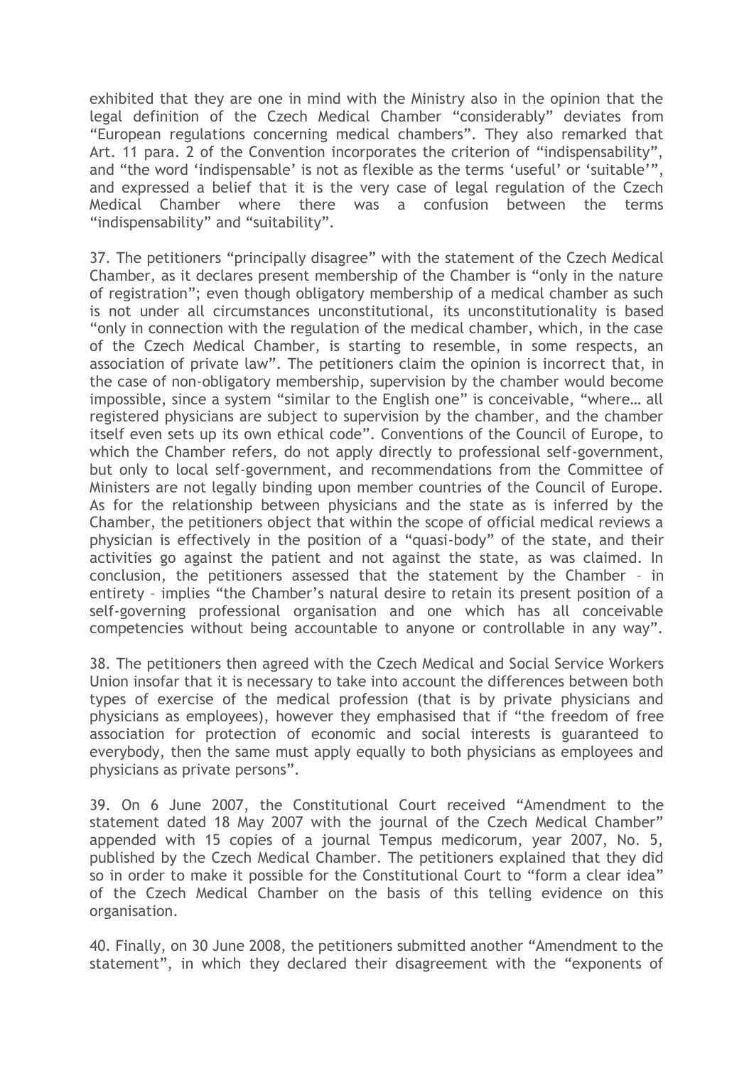exhibited that they are one in mind with the Ministry also in the opinion that the legal definition of the Czech Medical Chamber "considerably" deviates from "European regulations concerning medical chambers". They also remarked that Art. 11 para. 2 of the Convention incorporates the criterion of "indispensability", and "the word 'indispensable' is not as flexible as the terms 'useful' or 'suitable'", and expressed a belief that it is the very case of legal regulation of the Czech Medical Chamber where there was a confusion between the terms "indispensability" and "suitability".

37. The petitioners "principally disagree" with the statement of the Czech Medical Chamber, as it declares present membership of the Chamber is "only in the nature of registration"; even though obligatory membership of a medical chamber as such is not under all circumstances unconstitutional, its unconstitutionality is based "only in connection with the regulation of the medical chamber, which, in the case of the Czech Medical Chamber, is starting to resemble, in some respects, an association of private law". The petitioners claim the opinion is incorrect that, in the case of non-obligatory membership, supervision by the chamber would become impossible, since a system "similar to the English one" is conceivable, "where… all registered physicians are subject to supervision by the chamber, and the chamber itself even sets up its own ethical code". Conventions of the Council of Europe, to which the Chamber refers, do not apply directly to professional self-government, but only to local self-government, and recommendations from the Committee of Ministers are not legally binding upon member countries of the Council of Europe. As for the relationship between physicians and the state as is inferred by the Chamber, the petitioners object that within the scope of official medical reviews a physician is effectively in the position of a "quasi-body" of the state, and their activities go against the patient and not against the state, as was claimed. In conclusion, the petitioners assessed that the statement by the Chamber – in entirety – implies "the Chamber's natural desire to retain its present position of a self-governing professional organisation and one which has all conceivable competencies without being accountable to anyone or controllable in any way".

38. The petitioners then agreed with the Czech Medical and Social Service Workers Union insofar that it is necessary to take into account the differences between both types of exercise of the medical profession (that is by private physicians and physicians as employees), however they emphasised that if "the freedom of free association for protection of economic and social interests is guaranteed to everybody, then the same must apply equally to both physicians as employees and physicians as private persons".

39. On 6 June 2007, the Constitutional Court received "Amendment to the statement dated 18 May 2007 with the journal of the Czech Medical Chamber" appended with 15 copies of a journal Tempus medicorum, year 2007, No. 5, published by the Czech Medical Chamber. The petitioners explained that they did so in order to make it possible for the Constitutional Court to "form a clear idea" of the Czech Medical Chamber on the basis of this telling evidence on this organisation.

40. Finally, on 30 June 2008, the petitioners submitted another "Amendment to the statement", in which they declared their disagreement with the "exponents of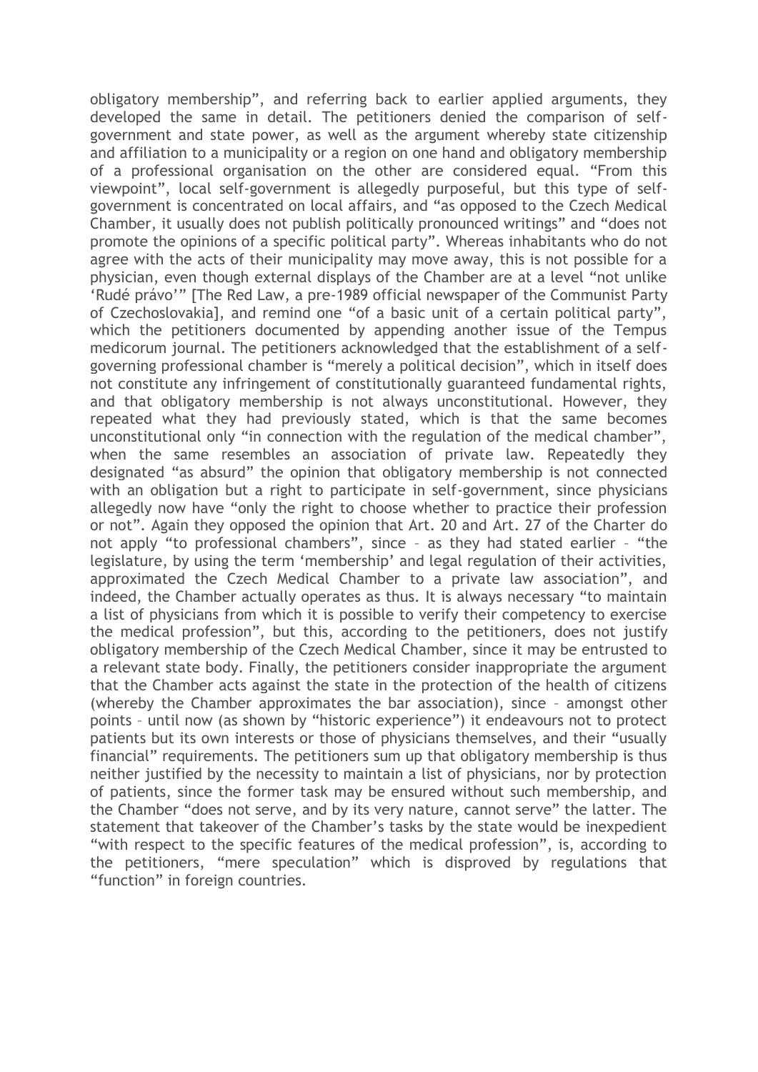obligatory membership", and referring back to earlier applied arguments, they developed the same in detail. The petitioners denied the comparison of self-government and state power, as well as the argument whereby state citizenship and affiliation to a municipality or a region on one hand and obligatory membership of a professional organisation on the other are considered equal. "From this viewpoint", local self-government is allegedly purposeful, but this type of self-government is concentrated on local affairs, and "as opposed to the Czech Medical Chamber, it usually does not publish politically pronounced writings" and "does not promote the opinions of a specific political party". Whereas inhabitants who do not agree with the acts of their municipality may move away, this is not possible for a physician, even though external displays of the Chamber are at a level "not unlike 'Rudé právo'" [The Red Law, a pre-1989 official newspaper of the Communist Party of Czechoslovakia], and remind one "of a basic unit of a certain political party", which the petitioners documented by appending another issue of the Tempus medicorum journal. The petitioners acknowledged that the establishment of a self-governing professional chamber is "merely a political decision", which in itself does not constitute any infringement of constitutionally guaranteed fundamental rights, and that obligatory membership is not always unconstitutional. However, they repeated what they had previously stated, which is that the same becomes unconstitutional only "in connection with the regulation of the medical chamber", when the same resembles an association of private law. Repeatedly they designated "as absurd" the opinion that obligatory membership is not connected with an obligation but a right to participate in self-government, since physicians allegedly now have "only the right to choose whether to practice their profession or not". Again they opposed the opinion that Art. 20 and Art. 27 of the Charter do not apply "to professional chambers", since – as they had stated earlier – "the legislature, by using the term 'membership' and legal regulation of their activities, approximated the Czech Medical Chamber to a private law association", and indeed, the Chamber actually operates as thus. It is always necessary "to maintain a list of physicians from which it is possible to verify their competency to exercise the medical profession", but this, according to the petitioners, does not justify obligatory membership of the Czech Medical Chamber, since it may be entrusted to a relevant state body. Finally, the petitioners consider inappropriate the argument that the Chamber acts against the state in the protection of the health of citizens (whereby the Chamber approximates the bar association), since – amongst other points – until now (as shown by "historic experience") it endeavours not to protect patients but its own interests or those of physicians themselves, and their "usually financial" requirements. The petitioners sum up that obligatory membership is thus neither justified by the necessity to maintain a list of physicians, nor by protection of patients, since the former task may be ensured without such membership, and the Chamber "does not serve, and by its very nature, cannot serve" the latter. The statement that takeover of the Chamber's tasks by the state would be inexpedient "with respect to the specific features of the medical profession", is, according to the petitioners, "mere speculation" which is disproved by regulations that "function" in foreign countries.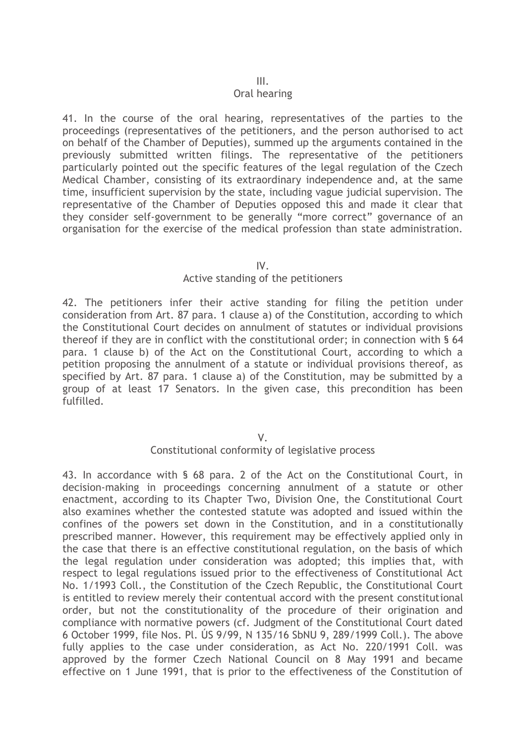## III.
## Oral hearing

41. In the course of the oral hearing, representatives of the parties to the proceedings (representatives of the petitioners, and the person authorised to act on behalf of the Chamber of Deputies), summed up the arguments contained in the previously submitted written filings. The representative of the petitioners particularly pointed out the specific features of the legal regulation of the Czech Medical Chamber, consisting of its extraordinary independence and, at the same time, insufficient supervision by the state, including vague judicial supervision. The representative of the Chamber of Deputies opposed this and made it clear that they consider self-government to be generally "more correct" governance of an organisation for the exercise of the medical profession than state administration.

## IV.
## Active standing of the petitioners

42. The petitioners infer their active standing for filing the petition under consideration from Art. 87 para. 1 clause a) of the Constitution, according to which the Constitutional Court decides on annulment of statutes or individual provisions thereof if they are in conflict with the constitutional order; in connection with § 64 para. 1 clause b) of the Act on the Constitutional Court, according to which a petition proposing the annulment of a statute or individual provisions thereof, as specified by Art. 87 para. 1 clause a) of the Constitution, may be submitted by a group of at least 17 Senators. In the given case, this precondition has been fulfilled.

## V.
## Constitutional conformity of legislative process

43. In accordance with § 68 para. 2 of the Act on the Constitutional Court, in decision-making in proceedings concerning annulment of a statute or other enactment, according to its Chapter Two, Division One, the Constitutional Court also examines whether the contested statute was adopted and issued within the confines of the powers set down in the Constitution, and in a constitutionally prescribed manner. However, this requirement may be effectively applied only in the case that there is an effective constitutional regulation, on the basis of which the legal regulation under consideration was adopted; this implies that, with respect to legal regulations issued prior to the effectiveness of Constitutional Act No. 1/1993 Coll., the Constitution of the Czech Republic, the Constitutional Court is entitled to review merely their contentual accord with the present constitutional order, but not the constitutionality of the procedure of their origination and compliance with normative powers (cf. Judgment of the Constitutional Court dated 6 October 1999, file Nos. Pl. ÚS 9/99, N 135/16 SbNU 9, 289/1999 Coll.). The above fully applies to the case under consideration, as Act No. 220/1991 Coll. was approved by the former Czech National Council on 8 May 1991 and became effective on 1 June 1991, that is prior to the effectiveness of the Constitution of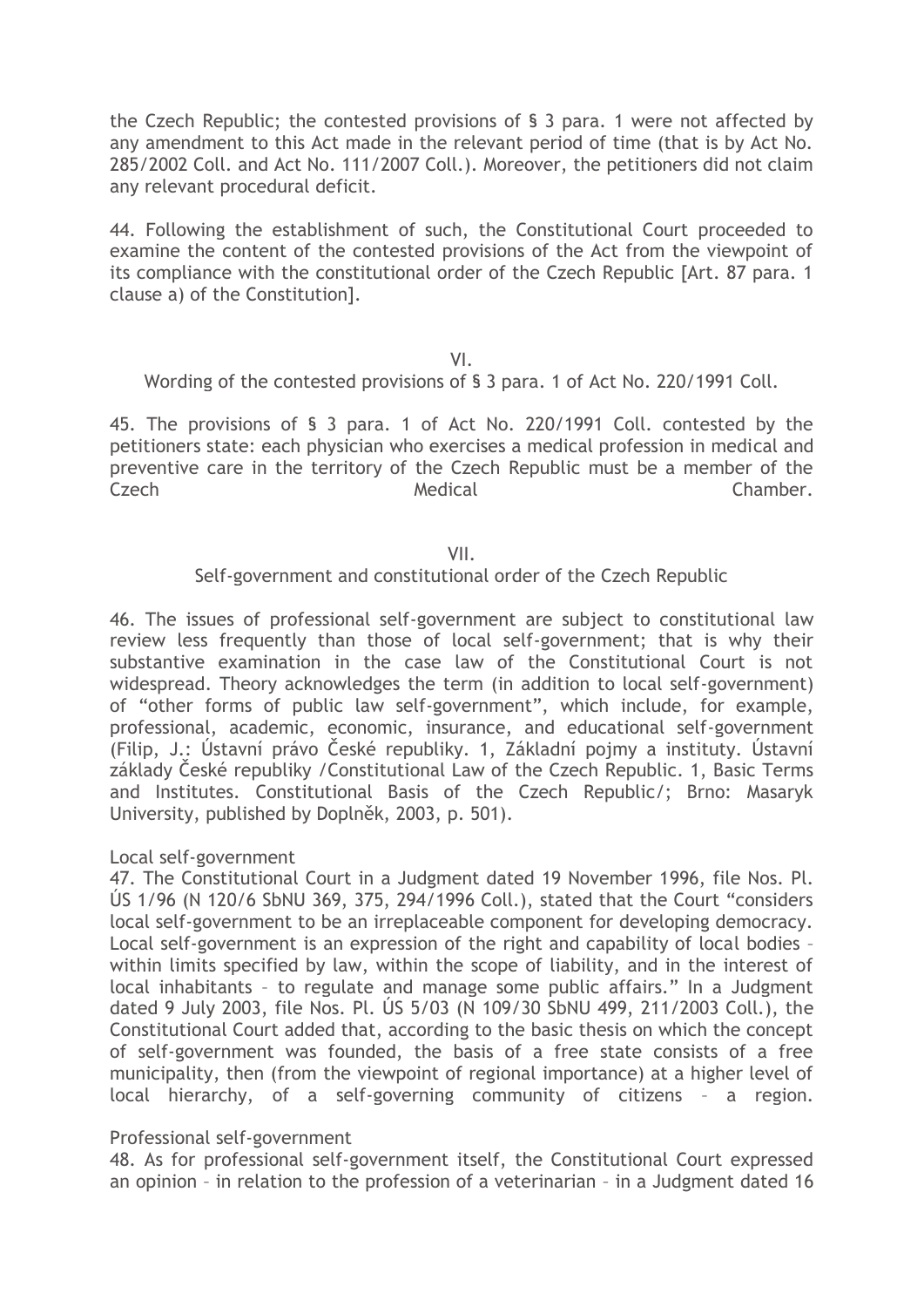the Czech Republic; the contested provisions of § 3 para. 1 were not affected by any amendment to this Act made in the relevant period of time (that is by Act No. 285/2002 Coll. and Act No. 111/2007 Coll.). Moreover, the petitioners did not claim any relevant procedural deficit.

44. Following the establishment of such, the Constitutional Court proceeded to examine the content of the contested provisions of the Act from the viewpoint of its compliance with the constitutional order of the Czech Republic [Art. 87 para. 1 clause a) of the Constitution].

## VI.

## Wording of the contested provisions of § 3 para. 1 of Act No. 220/1991 Coll.

45. The provisions of § 3 para. 1 of Act No. 220/1991 Coll. contested by the petitioners state: each physician who exercises a medical profession in medical and preventive care in the territory of the Czech Republic must be a member of the Czech Medical Chamber.

## VII.

## Self-government and constitutional order of the Czech Republic

46. The issues of professional self-government are subject to constitutional law review less frequently than those of local self-government; that is why their substantive examination in the case law of the Constitutional Court is not widespread. Theory acknowledges the term (in addition to local self-government) of "other forms of public law self-government", which include, for example, professional, academic, economic, insurance, and educational self-government (Filip, J.: Ústavní právo České republiky. 1, Základní pojmy a instituty. Ústavní základy České republiky /Constitutional Law of the Czech Republic. 1, Basic Terms and Institutes. Constitutional Basis of the Czech Republic/; Brno: Masaryk University, published by Doplněk, 2003, p. 501).

Local self-government

47. The Constitutional Court in a Judgment dated 19 November 1996, file Nos. Pl. ÚS 1/96 (N 120/6 SbNU 369, 375, 294/1996 Coll.), stated that the Court "considers local self-government to be an irreplaceable component for developing democracy. Local self-government is an expression of the right and capability of local bodies – within limits specified by law, within the scope of liability, and in the interest of local inhabitants – to regulate and manage some public affairs." In a Judgment dated 9 July 2003, file Nos. Pl. ÚS 5/03 (N 109/30 SbNU 499, 211/2003 Coll.), the Constitutional Court added that, according to the basic thesis on which the concept of self-government was founded, the basis of a free state consists of a free municipality, then (from the viewpoint of regional importance) at a higher level of local hierarchy, of a self-governing community of citizens – a region.

Professional self-government

48. As for professional self-government itself, the Constitutional Court expressed an opinion – in relation to the profession of a veterinarian – in a Judgment dated 16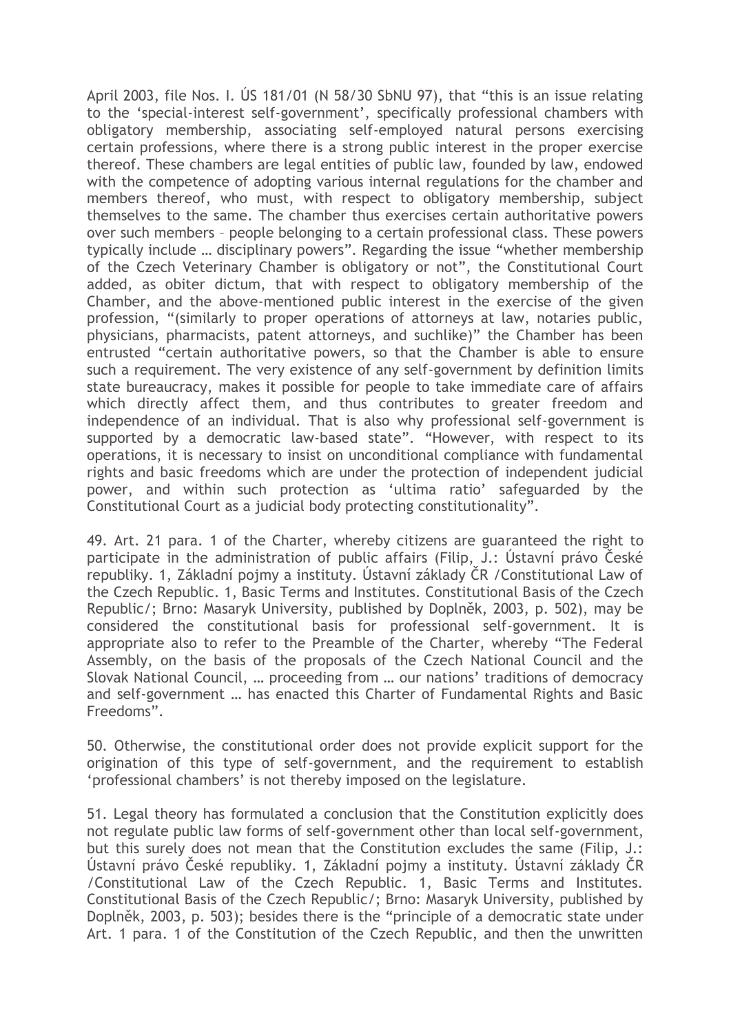April 2003, file Nos. I. ÚS 181/01 (N 58/30 SbNU 97), that "this is an issue relating to the 'special-interest self-government', specifically professional chambers with obligatory membership, associating self-employed natural persons exercising certain professions, where there is a strong public interest in the proper exercise thereof. These chambers are legal entities of public law, founded by law, endowed with the competence of adopting various internal regulations for the chamber and members thereof, who must, with respect to obligatory membership, subject themselves to the same. The chamber thus exercises certain authoritative powers over such members – people belonging to a certain professional class. These powers typically include … disciplinary powers". Regarding the issue "whether membership of the Czech Veterinary Chamber is obligatory or not", the Constitutional Court added, as obiter dictum, that with respect to obligatory membership of the Chamber, and the above-mentioned public interest in the exercise of the given profession, "(similarly to proper operations of attorneys at law, notaries public, physicians, pharmacists, patent attorneys, and suchlike)" the Chamber has been entrusted "certain authoritative powers, so that the Chamber is able to ensure such a requirement. The very existence of any self-government by definition limits state bureaucracy, makes it possible for people to take immediate care of affairs which directly affect them, and thus contributes to greater freedom and independence of an individual. That is also why professional self-government is supported by a democratic law-based state". "However, with respect to its operations, it is necessary to insist on unconditional compliance with fundamental rights and basic freedoms which are under the protection of independent judicial power, and within such protection as 'ultima ratio' safeguarded by the Constitutional Court as a judicial body protecting constitutionality".

49. Art. 21 para. 1 of the Charter, whereby citizens are guaranteed the right to participate in the administration of public affairs (Filip, J.: Ústavní právo České republiky. 1, Základní pojmy a instituty. Ústavní základy ČR /Constitutional Law of the Czech Republic. 1, Basic Terms and Institutes. Constitutional Basis of the Czech Republic/; Brno: Masaryk University, published by Doplněk, 2003, p. 502), may be considered the constitutional basis for professional self-government. It is appropriate also to refer to the Preamble of the Charter, whereby "The Federal Assembly, on the basis of the proposals of the Czech National Council and the Slovak National Council, … proceeding from … our nations' traditions of democracy and self-government … has enacted this Charter of Fundamental Rights and Basic Freedoms".

50. Otherwise, the constitutional order does not provide explicit support for the origination of this type of self-government, and the requirement to establish 'professional chambers' is not thereby imposed on the legislature.

51. Legal theory has formulated a conclusion that the Constitution explicitly does not regulate public law forms of self-government other than local self-government, but this surely does not mean that the Constitution excludes the same (Filip, J.: Ústavní právo České republiky. 1, Základní pojmy a instituty. Ústavní základy ČR /Constitutional Law of the Czech Republic. 1, Basic Terms and Institutes. Constitutional Basis of the Czech Republic/; Brno: Masaryk University, published by Doplněk, 2003, p. 503); besides there is the "principle of a democratic state under Art. 1 para. 1 of the Constitution of the Czech Republic, and then the unwritten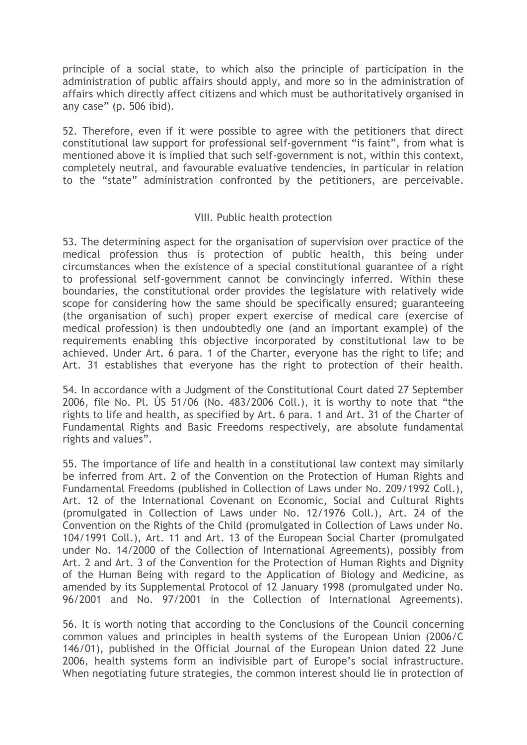principle of a social state, to which also the principle of participation in the administration of public affairs should apply, and more so in the administration of affairs which directly affect citizens and which must be authoritatively organised in any case" (p. 506 ibid).

52. Therefore, even if it were possible to agree with the petitioners that direct constitutional law support for professional self-government "is faint", from what is mentioned above it is implied that such self-government is not, within this context, completely neutral, and favourable evaluative tendencies, in particular in relation to the "state" administration confronted by the petitioners, are perceivable.

## VIII. Public health protection

53. The determining aspect for the organisation of supervision over practice of the medical profession thus is protection of public health, this being under circumstances when the existence of a special constitutional guarantee of a right to professional self-government cannot be convincingly inferred. Within these boundaries, the constitutional order provides the legislature with relatively wide scope for considering how the same should be specifically ensured; guaranteeing (the organisation of such) proper expert exercise of medical care (exercise of medical profession) is then undoubtedly one (and an important example) of the requirements enabling this objective incorporated by constitutional law to be achieved. Under Art. 6 para. 1 of the Charter, everyone has the right to life; and Art. 31 establishes that everyone has the right to protection of their health.

54. In accordance with a Judgment of the Constitutional Court dated 27 September 2006, file No. Pl. ÚS 51/06 (No. 483/2006 Coll.), it is worthy to note that "the rights to life and health, as specified by Art. 6 para. 1 and Art. 31 of the Charter of Fundamental Rights and Basic Freedoms respectively, are absolute fundamental rights and values".

55. The importance of life and health in a constitutional law context may similarly be inferred from Art. 2 of the Convention on the Protection of Human Rights and Fundamental Freedoms (published in Collection of Laws under No. 209/1992 Coll.), Art. 12 of the International Covenant on Economic, Social and Cultural Rights (promulgated in Collection of Laws under No. 12/1976 Coll.), Art. 24 of the Convention on the Rights of the Child (promulgated in Collection of Laws under No. 104/1991 Coll.), Art. 11 and Art. 13 of the European Social Charter (promulgated under No. 14/2000 of the Collection of International Agreements), possibly from Art. 2 and Art. 3 of the Convention for the Protection of Human Rights and Dignity of the Human Being with regard to the Application of Biology and Medicine, as amended by its Supplemental Protocol of 12 January 1998 (promulgated under No. 96/2001 and No. 97/2001 in the Collection of International Agreements).

56. It is worth noting that according to the Conclusions of the Council concerning common values and principles in health systems of the European Union (2006/C 146/01), published in the Official Journal of the European Union dated 22 June 2006, health systems form an indivisible part of Europe's social infrastructure. When negotiating future strategies, the common interest should lie in protection of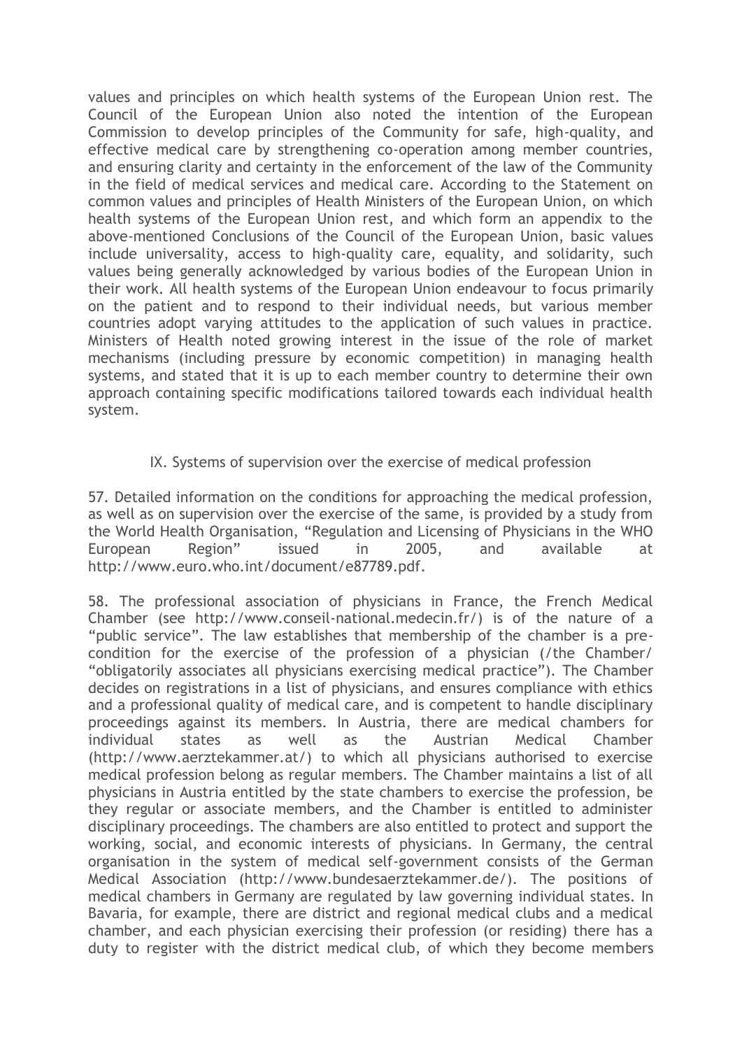values and principles on which health systems of the European Union rest. The Council of the European Union also noted the intention of the European Commission to develop principles of the Community for safe, high-quality, and effective medical care by strengthening co-operation among member countries, and ensuring clarity and certainty in the enforcement of the law of the Community in the field of medical services and medical care. According to the Statement on common values and principles of Health Ministers of the European Union, on which health systems of the European Union rest, and which form an appendix to the above-mentioned Conclusions of the Council of the European Union, basic values include universality, access to high-quality care, equality, and solidarity, such values being generally acknowledged by various bodies of the European Union in their work. All health systems of the European Union endeavour to focus primarily on the patient and to respond to their individual needs, but various member countries adopt varying attitudes to the application of such values in practice. Ministers of Health noted growing interest in the issue of the role of market mechanisms (including pressure by economic competition) in managing health systems, and stated that it is up to each member country to determine their own approach containing specific modifications tailored towards each individual health system.

## IX. Systems of supervision over the exercise of medical profession

57. Detailed information on the conditions for approaching the medical profession, as well as on supervision over the exercise of the same, is provided by a study from the World Health Organisation, "Regulation and Licensing of Physicians in the WHO European Region" issued in 2005, and available at http://www.euro.who.int/document/e87789.pdf.

58. The professional association of physicians in France, the French Medical Chamber (see http://www.conseil-national.medecin.fr/) is of the nature of a "public service". The law establishes that membership of the chamber is a pre-condition for the exercise of the profession of a physician (/the Chamber/ "obligatorily associates all physicians exercising medical practice"). The Chamber decides on registrations in a list of physicians, and ensures compliance with ethics and a professional quality of medical care, and is competent to handle disciplinary proceedings against its members. In Austria, there are medical chambers for individual states as well as the Austrian Medical Chamber (http://www.aerztekammer.at/) to which all physicians authorised to exercise medical profession belong as regular members. The Chamber maintains a list of all physicians in Austria entitled by the state chambers to exercise the profession, be they regular or associate members, and the Chamber is entitled to administer disciplinary proceedings. The chambers are also entitled to protect and support the working, social, and economic interests of physicians. In Germany, the central organisation in the system of medical self-government consists of the German Medical Association (http://www.bundesaerztekammer.de/). The positions of medical chambers in Germany are regulated by law governing individual states. In Bavaria, for example, there are district and regional medical clubs and a medical chamber, and each physician exercising their profession (or residing) there has a duty to register with the district medical club, of which they become members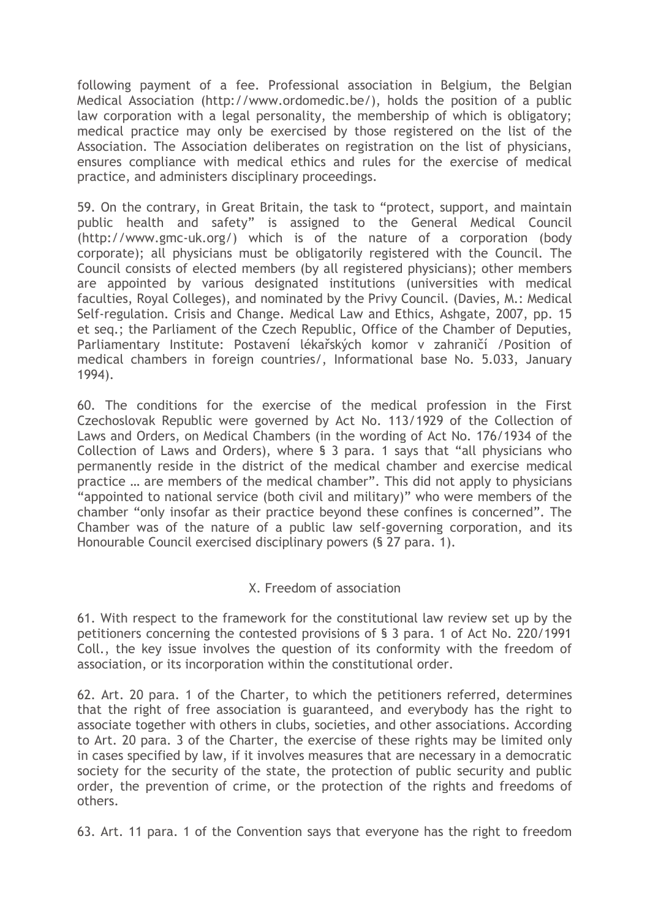following payment of a fee. Professional association in Belgium, the Belgian Medical Association (http://www.ordomedic.be/), holds the position of a public law corporation with a legal personality, the membership of which is obligatory; medical practice may only be exercised by those registered on the list of the Association. The Association deliberates on registration on the list of physicians, ensures compliance with medical ethics and rules for the exercise of medical practice, and administers disciplinary proceedings.

59. On the contrary, in Great Britain, the task to "protect, support, and maintain public health and safety" is assigned to the General Medical Council (http://www.gmc-uk.org/) which is of the nature of a corporation (body corporate); all physicians must be obligatorily registered with the Council. The Council consists of elected members (by all registered physicians); other members are appointed by various designated institutions (universities with medical faculties, Royal Colleges), and nominated by the Privy Council. (Davies, M.: Medical Self-regulation. Crisis and Change. Medical Law and Ethics, Ashgate, 2007, pp. 15 et seq.; the Parliament of the Czech Republic, Office of the Chamber of Deputies, Parliamentary Institute: Postavení lékařských komor v zahraničí /Position of medical chambers in foreign countries/, Informational base No. 5.033, January 1994).

60. The conditions for the exercise of the medical profession in the First Czechoslovak Republic were governed by Act No. 113/1929 of the Collection of Laws and Orders, on Medical Chambers (in the wording of Act No. 176/1934 of the Collection of Laws and Orders), where § 3 para. 1 says that "all physicians who permanently reside in the district of the medical chamber and exercise medical practice … are members of the medical chamber". This did not apply to physicians "appointed to national service (both civil and military)" who were members of the chamber "only insofar as their practice beyond these confines is concerned". The Chamber was of the nature of a public law self-governing corporation, and its Honourable Council exercised disciplinary powers (§ 27 para. 1).

## X. Freedom of association

61. With respect to the framework for the constitutional law review set up by the petitioners concerning the contested provisions of § 3 para. 1 of Act No. 220/1991 Coll., the key issue involves the question of its conformity with the freedom of association, or its incorporation within the constitutional order.

62. Art. 20 para. 1 of the Charter, to which the petitioners referred, determines that the right of free association is guaranteed, and everybody has the right to associate together with others in clubs, societies, and other associations. According to Art. 20 para. 3 of the Charter, the exercise of these rights may be limited only in cases specified by law, if it involves measures that are necessary in a democratic society for the security of the state, the protection of public security and public order, the prevention of crime, or the protection of the rights and freedoms of others.

63. Art. 11 para. 1 of the Convention says that everyone has the right to freedom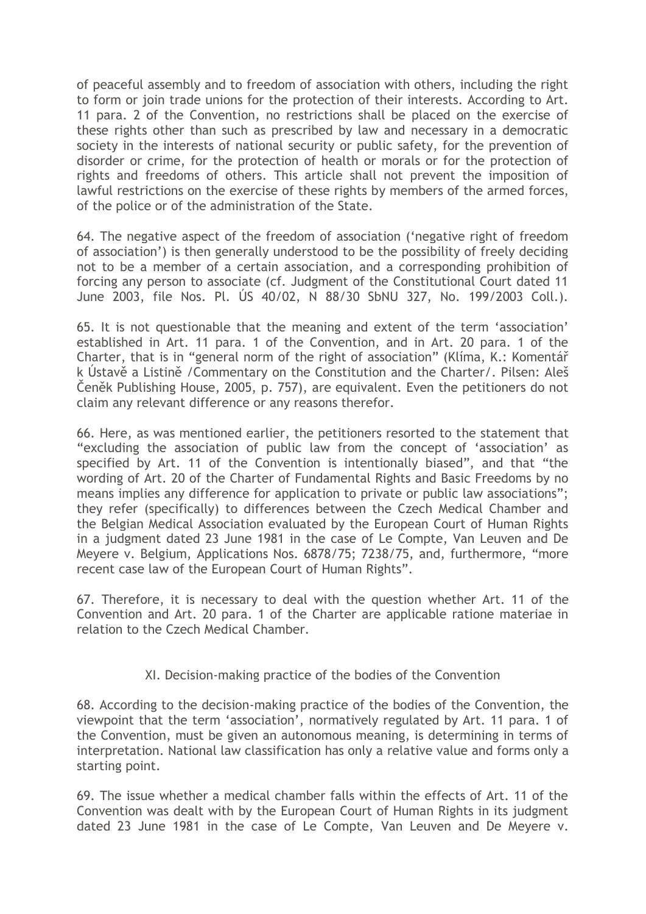of peaceful assembly and to freedom of association with others, including the right to form or join trade unions for the protection of their interests. According to Art. 11 para. 2 of the Convention, no restrictions shall be placed on the exercise of these rights other than such as prescribed by law and necessary in a democratic society in the interests of national security or public safety, for the prevention of disorder or crime, for the protection of health or morals or for the protection of rights and freedoms of others. This article shall not prevent the imposition of lawful restrictions on the exercise of these rights by members of the armed forces, of the police or of the administration of the State.

64. The negative aspect of the freedom of association ('negative right of freedom of association') is then generally understood to be the possibility of freely deciding not to be a member of a certain association, and a corresponding prohibition of forcing any person to associate (cf. Judgment of the Constitutional Court dated 11 June 2003, file Nos. Pl. ÚS 40/02, N 88/30 SbNU 327, No. 199/2003 Coll.).

65. It is not questionable that the meaning and extent of the term 'association' established in Art. 11 para. 1 of the Convention, and in Art. 20 para. 1 of the Charter, that is in "general norm of the right of association" (Klíma, K.: Komentář k Ústavě a Listině /Commentary on the Constitution and the Charter/. Pilsen: Aleš Čeněk Publishing House, 2005, p. 757), are equivalent. Even the petitioners do not claim any relevant difference or any reasons therefor.

66. Here, as was mentioned earlier, the petitioners resorted to the statement that "excluding the association of public law from the concept of 'association' as specified by Art. 11 of the Convention is intentionally biased", and that "the wording of Art. 20 of the Charter of Fundamental Rights and Basic Freedoms by no means implies any difference for application to private or public law associations"; they refer (specifically) to differences between the Czech Medical Chamber and the Belgian Medical Association evaluated by the European Court of Human Rights in a judgment dated 23 June 1981 in the case of Le Compte, Van Leuven and De Meyere v. Belgium, Applications Nos. 6878/75; 7238/75, and, furthermore, "more recent case law of the European Court of Human Rights".

67. Therefore, it is necessary to deal with the question whether Art. 11 of the Convention and Art. 20 para. 1 of the Charter are applicable ratione materiae in relation to the Czech Medical Chamber.

## XI. Decision-making practice of the bodies of the Convention

68. According to the decision-making practice of the bodies of the Convention, the viewpoint that the term 'association', normatively regulated by Art. 11 para. 1 of the Convention, must be given an autonomous meaning, is determining in terms of interpretation. National law classification has only a relative value and forms only a starting point.

69. The issue whether a medical chamber falls within the effects of Art. 11 of the Convention was dealt with by the European Court of Human Rights in its judgment dated 23 June 1981 in the case of Le Compte, Van Leuven and De Meyere v.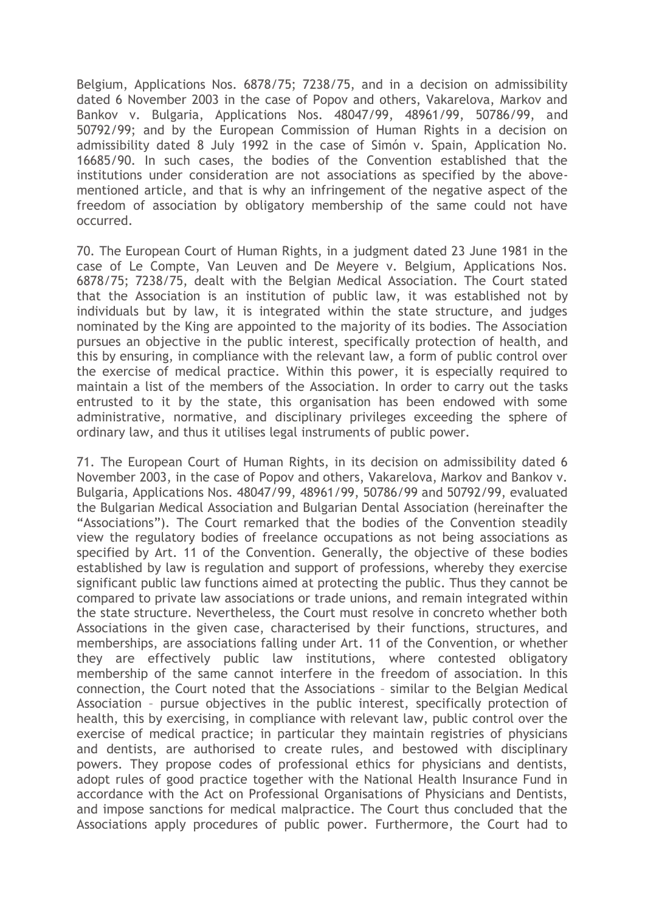Belgium, Applications Nos. 6878/75; 7238/75, and in a decision on admissibility dated 6 November 2003 in the case of Popov and others, Vakarelova, Markov and Bankov v. Bulgaria, Applications Nos. 48047/99, 48961/99, 50786/99, and 50792/99; and by the European Commission of Human Rights in a decision on admissibility dated 8 July 1992 in the case of Simón v. Spain, Application No. 16685/90. In such cases, the bodies of the Convention established that the institutions under consideration are not associations as specified by the above-mentioned article, and that is why an infringement of the negative aspect of the freedom of association by obligatory membership of the same could not have occurred.

70. The European Court of Human Rights, in a judgment dated 23 June 1981 in the case of Le Compte, Van Leuven and De Meyere v. Belgium, Applications Nos. 6878/75; 7238/75, dealt with the Belgian Medical Association. The Court stated that the Association is an institution of public law, it was established not by individuals but by law, it is integrated within the state structure, and judges nominated by the King are appointed to the majority of its bodies. The Association pursues an objective in the public interest, specifically protection of health, and this by ensuring, in compliance with the relevant law, a form of public control over the exercise of medical practice. Within this power, it is especially required to maintain a list of the members of the Association. In order to carry out the tasks entrusted to it by the state, this organisation has been endowed with some administrative, normative, and disciplinary privileges exceeding the sphere of ordinary law, and thus it utilises legal instruments of public power.

71. The European Court of Human Rights, in its decision on admissibility dated 6 November 2003, in the case of Popov and others, Vakarelova, Markov and Bankov v. Bulgaria, Applications Nos. 48047/99, 48961/99, 50786/99 and 50792/99, evaluated the Bulgarian Medical Association and Bulgarian Dental Association (hereinafter the "Associations"). The Court remarked that the bodies of the Convention steadily view the regulatory bodies of freelance occupations as not being associations as specified by Art. 11 of the Convention. Generally, the objective of these bodies established by law is regulation and support of professions, whereby they exercise significant public law functions aimed at protecting the public. Thus they cannot be compared to private law associations or trade unions, and remain integrated within the state structure. Nevertheless, the Court must resolve in concreto whether both Associations in the given case, characterised by their functions, structures, and memberships, are associations falling under Art. 11 of the Convention, or whether they are effectively public law institutions, where contested obligatory membership of the same cannot interfere in the freedom of association. In this connection, the Court noted that the Associations – similar to the Belgian Medical Association – pursue objectives in the public interest, specifically protection of health, this by exercising, in compliance with relevant law, public control over the exercise of medical practice; in particular they maintain registries of physicians and dentists, are authorised to create rules, and bestowed with disciplinary powers. They propose codes of professional ethics for physicians and dentists, adopt rules of good practice together with the National Health Insurance Fund in accordance with the Act on Professional Organisations of Physicians and Dentists, and impose sanctions for medical malpractice. The Court thus concluded that the Associations apply procedures of public power. Furthermore, the Court had to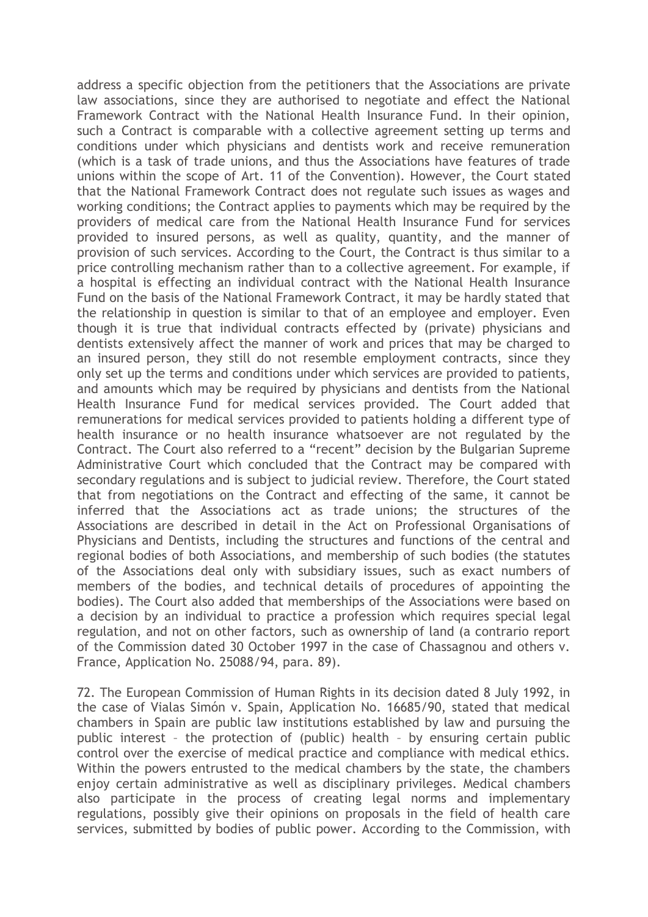address a specific objection from the petitioners that the Associations are private law associations, since they are authorised to negotiate and effect the National Framework Contract with the National Health Insurance Fund. In their opinion, such a Contract is comparable with a collective agreement setting up terms and conditions under which physicians and dentists work and receive remuneration (which is a task of trade unions, and thus the Associations have features of trade unions within the scope of Art. 11 of the Convention). However, the Court stated that the National Framework Contract does not regulate such issues as wages and working conditions; the Contract applies to payments which may be required by the providers of medical care from the National Health Insurance Fund for services provided to insured persons, as well as quality, quantity, and the manner of provision of such services. According to the Court, the Contract is thus similar to a price controlling mechanism rather than to a collective agreement. For example, if a hospital is effecting an individual contract with the National Health Insurance Fund on the basis of the National Framework Contract, it may be hardly stated that the relationship in question is similar to that of an employee and employer. Even though it is true that individual contracts effected by (private) physicians and dentists extensively affect the manner of work and prices that may be charged to an insured person, they still do not resemble employment contracts, since they only set up the terms and conditions under which services are provided to patients, and amounts which may be required by physicians and dentists from the National Health Insurance Fund for medical services provided. The Court added that remunerations for medical services provided to patients holding a different type of health insurance or no health insurance whatsoever are not regulated by the Contract. The Court also referred to a "recent" decision by the Bulgarian Supreme Administrative Court which concluded that the Contract may be compared with secondary regulations and is subject to judicial review. Therefore, the Court stated that from negotiations on the Contract and effecting of the same, it cannot be inferred that the Associations act as trade unions; the structures of the Associations are described in detail in the Act on Professional Organisations of Physicians and Dentists, including the structures and functions of the central and regional bodies of both Associations, and membership of such bodies (the statutes of the Associations deal only with subsidiary issues, such as exact numbers of members of the bodies, and technical details of procedures of appointing the bodies). The Court also added that memberships of the Associations were based on a decision by an individual to practice a profession which requires special legal regulation, and not on other factors, such as ownership of land (a contrario report of the Commission dated 30 October 1997 in the case of Chassagnou and others v. France, Application No. 25088/94, para. 89).

72. The European Commission of Human Rights in its decision dated 8 July 1992, in the case of Vialas Simón v. Spain, Application No. 16685/90, stated that medical chambers in Spain are public law institutions established by law and pursuing the public interest – the protection of (public) health – by ensuring certain public control over the exercise of medical practice and compliance with medical ethics. Within the powers entrusted to the medical chambers by the state, the chambers enjoy certain administrative as well as disciplinary privileges. Medical chambers also participate in the process of creating legal norms and implementary regulations, possibly give their opinions on proposals in the field of health care services, submitted by bodies of public power. According to the Commission, with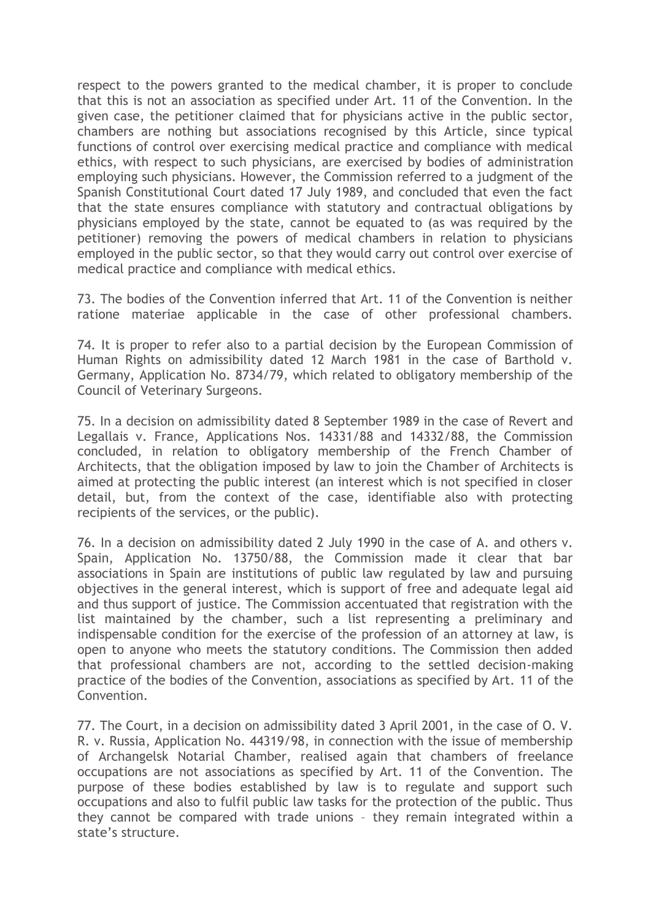respect to the powers granted to the medical chamber, it is proper to conclude that this is not an association as specified under Art. 11 of the Convention. In the given case, the petitioner claimed that for physicians active in the public sector, chambers are nothing but associations recognised by this Article, since typical functions of control over exercising medical practice and compliance with medical ethics, with respect to such physicians, are exercised by bodies of administration employing such physicians. However, the Commission referred to a judgment of the Spanish Constitutional Court dated 17 July 1989, and concluded that even the fact that the state ensures compliance with statutory and contractual obligations by physicians employed by the state, cannot be equated to (as was required by the petitioner) removing the powers of medical chambers in relation to physicians employed in the public sector, so that they would carry out control over exercise of medical practice and compliance with medical ethics.

73. The bodies of the Convention inferred that Art. 11 of the Convention is neither ratione materiae applicable in the case of other professional chambers.

74. It is proper to refer also to a partial decision by the European Commission of Human Rights on admissibility dated 12 March 1981 in the case of Barthold v. Germany, Application No. 8734/79, which related to obligatory membership of the Council of Veterinary Surgeons.

75. In a decision on admissibility dated 8 September 1989 in the case of Revert and Legallais v. France, Applications Nos. 14331/88 and 14332/88, the Commission concluded, in relation to obligatory membership of the French Chamber of Architects, that the obligation imposed by law to join the Chamber of Architects is aimed at protecting the public interest (an interest which is not specified in closer detail, but, from the context of the case, identifiable also with protecting recipients of the services, or the public).

76. In a decision on admissibility dated 2 July 1990 in the case of A. and others v. Spain, Application No. 13750/88, the Commission made it clear that bar associations in Spain are institutions of public law regulated by law and pursuing objectives in the general interest, which is support of free and adequate legal aid and thus support of justice. The Commission accentuated that registration with the list maintained by the chamber, such a list representing a preliminary and indispensable condition for the exercise of the profession of an attorney at law, is open to anyone who meets the statutory conditions. The Commission then added that professional chambers are not, according to the settled decision-making practice of the bodies of the Convention, associations as specified by Art. 11 of the Convention.

77. The Court, in a decision on admissibility dated 3 April 2001, in the case of O. V. R. v. Russia, Application No. 44319/98, in connection with the issue of membership of Archangelsk Notarial Chamber, realised again that chambers of freelance occupations are not associations as specified by Art. 11 of the Convention. The purpose of these bodies established by law is to regulate and support such occupations and also to fulfil public law tasks for the protection of the public. Thus they cannot be compared with trade unions – they remain integrated within a state's structure.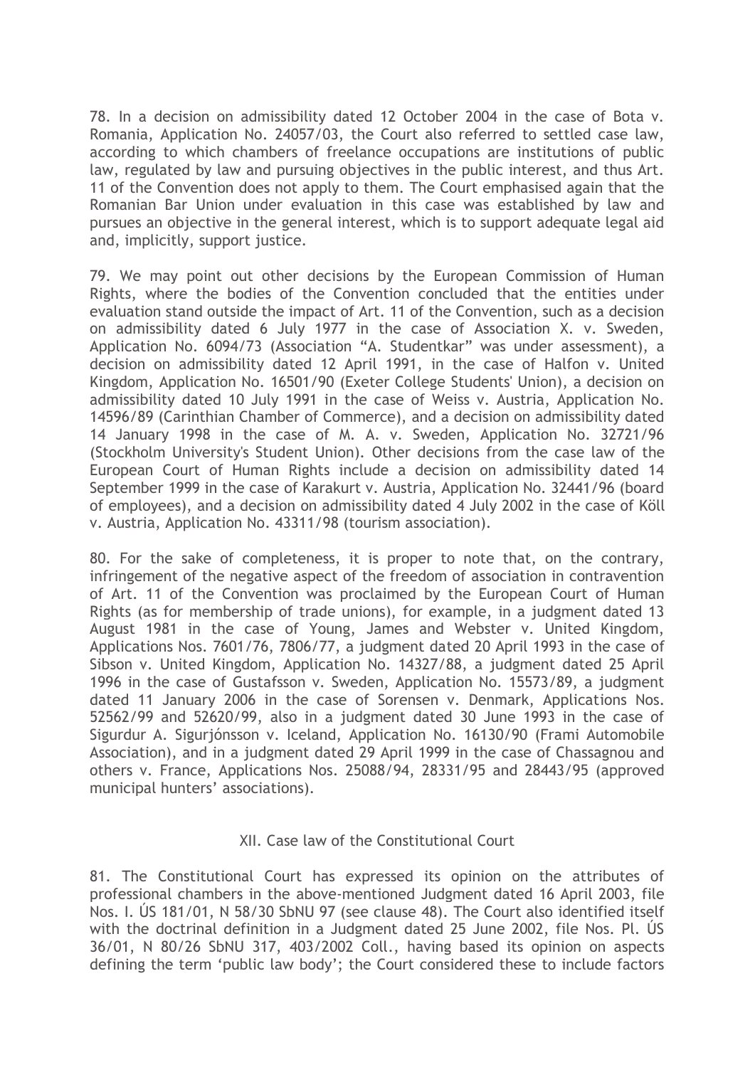78. In a decision on admissibility dated 12 October 2004 in the case of Bota v. Romania, Application No. 24057/03, the Court also referred to settled case law, according to which chambers of freelance occupations are institutions of public law, regulated by law and pursuing objectives in the public interest, and thus Art. 11 of the Convention does not apply to them. The Court emphasised again that the Romanian Bar Union under evaluation in this case was established by law and pursues an objective in the general interest, which is to support adequate legal aid and, implicitly, support justice.

79. We may point out other decisions by the European Commission of Human Rights, where the bodies of the Convention concluded that the entities under evaluation stand outside the impact of Art. 11 of the Convention, such as a decision on admissibility dated 6 July 1977 in the case of Association X. v. Sweden, Application No. 6094/73 (Association "A. Studentkar" was under assessment), a decision on admissibility dated 12 April 1991, in the case of Halfon v. United Kingdom, Application No. 16501/90 (Exeter College Students' Union), a decision on admissibility dated 10 July 1991 in the case of Weiss v. Austria, Application No. 14596/89 (Carinthian Chamber of Commerce), and a decision on admissibility dated 14 January 1998 in the case of M. A. v. Sweden, Application No. 32721/96 (Stockholm University's Student Union). Other decisions from the case law of the European Court of Human Rights include a decision on admissibility dated 14 September 1999 in the case of Karakurt v. Austria, Application No. 32441/96 (board of employees), and a decision on admissibility dated 4 July 2002 in the case of Köll v. Austria, Application No. 43311/98 (tourism association).

80. For the sake of completeness, it is proper to note that, on the contrary, infringement of the negative aspect of the freedom of association in contravention of Art. 11 of the Convention was proclaimed by the European Court of Human Rights (as for membership of trade unions), for example, in a judgment dated 13 August 1981 in the case of Young, James and Webster v. United Kingdom, Applications Nos. 7601/76, 7806/77, a judgment dated 20 April 1993 in the case of Sibson v. United Kingdom, Application No. 14327/88, a judgment dated 25 April 1996 in the case of Gustafsson v. Sweden, Application No. 15573/89, a judgment dated 11 January 2006 in the case of Sorensen v. Denmark, Applications Nos. 52562/99 and 52620/99, also in a judgment dated 30 June 1993 in the case of Sigurdur A. Sigurjónsson v. Iceland, Application No. 16130/90 (Frami Automobile Association), and in a judgment dated 29 April 1999 in the case of Chassagnou and others v. France, Applications Nos. 25088/94, 28331/95 and 28443/95 (approved municipal hunters' associations).

## XII. Case law of the Constitutional Court

81. The Constitutional Court has expressed its opinion on the attributes of professional chambers in the above-mentioned Judgment dated 16 April 2003, file Nos. I. ÚS 181/01, N 58/30 SbNU 97 (see clause 48). The Court also identified itself with the doctrinal definition in a Judgment dated 25 June 2002, file Nos. Pl. ÚS 36/01, N 80/26 SbNU 317, 403/2002 Coll., having based its opinion on aspects defining the term 'public law body'; the Court considered these to include factors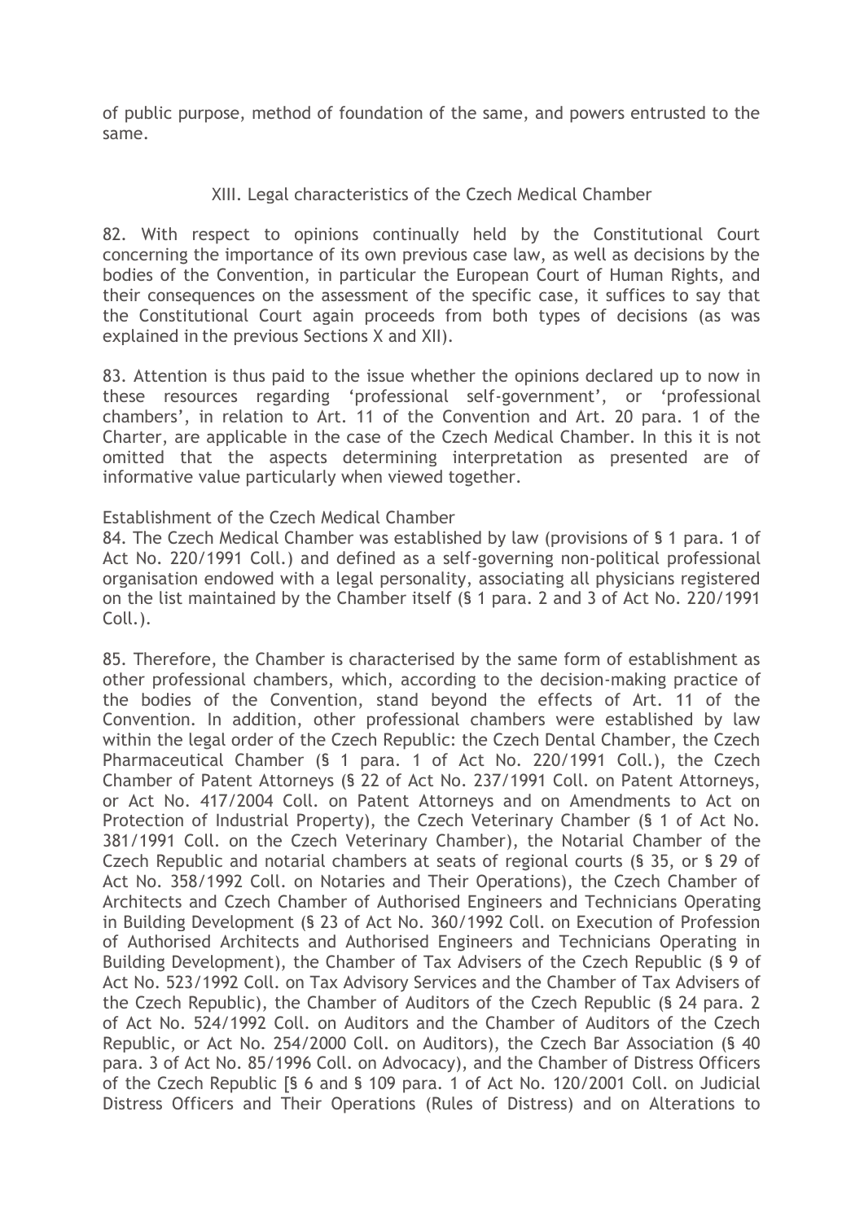of public purpose, method of foundation of the same, and powers entrusted to the same.

## XIII. Legal characteristics of the Czech Medical Chamber

82. With respect to opinions continually held by the Constitutional Court concerning the importance of its own previous case law, as well as decisions by the bodies of the Convention, in particular the European Court of Human Rights, and their consequences on the assessment of the specific case, it suffices to say that the Constitutional Court again proceeds from both types of decisions (as was explained in the previous Sections X and XII).

83. Attention is thus paid to the issue whether the opinions declared up to now in these resources regarding 'professional self-government', or 'professional chambers', in relation to Art. 11 of the Convention and Art. 20 para. 1 of the Charter, are applicable in the case of the Czech Medical Chamber. In this it is not omitted that the aspects determining interpretation as presented are of informative value particularly when viewed together.

Establishment of the Czech Medical Chamber

84. The Czech Medical Chamber was established by law (provisions of § 1 para. 1 of Act No. 220/1991 Coll.) and defined as a self-governing non-political professional organisation endowed with a legal personality, associating all physicians registered on the list maintained by the Chamber itself (§ 1 para. 2 and 3 of Act No. 220/1991 Coll.).

85. Therefore, the Chamber is characterised by the same form of establishment as other professional chambers, which, according to the decision-making practice of the bodies of the Convention, stand beyond the effects of Art. 11 of the Convention. In addition, other professional chambers were established by law within the legal order of the Czech Republic: the Czech Dental Chamber, the Czech Pharmaceutical Chamber (§ 1 para. 1 of Act No. 220/1991 Coll.), the Czech Chamber of Patent Attorneys (§ 22 of Act No. 237/1991 Coll. on Patent Attorneys, or Act No. 417/2004 Coll. on Patent Attorneys and on Amendments to Act on Protection of Industrial Property), the Czech Veterinary Chamber (§ 1 of Act No. 381/1991 Coll. on the Czech Veterinary Chamber), the Notarial Chamber of the Czech Republic and notarial chambers at seats of regional courts (§ 35, or § 29 of Act No. 358/1992 Coll. on Notaries and Their Operations), the Czech Chamber of Architects and Czech Chamber of Authorised Engineers and Technicians Operating in Building Development (§ 23 of Act No. 360/1992 Coll. on Execution of Profession of Authorised Architects and Authorised Engineers and Technicians Operating in Building Development), the Chamber of Tax Advisers of the Czech Republic (§ 9 of Act No. 523/1992 Coll. on Tax Advisory Services and the Chamber of Tax Advisers of the Czech Republic), the Chamber of Auditors of the Czech Republic (§ 24 para. 2 of Act No. 524/1992 Coll. on Auditors and the Chamber of Auditors of the Czech Republic, or Act No. 254/2000 Coll. on Auditors), the Czech Bar Association (§ 40 para. 3 of Act No. 85/1996 Coll. on Advocacy), and the Chamber of Distress Officers of the Czech Republic [§ 6 and § 109 para. 1 of Act No. 120/2001 Coll. on Judicial Distress Officers and Their Operations (Rules of Distress) and on Alterations to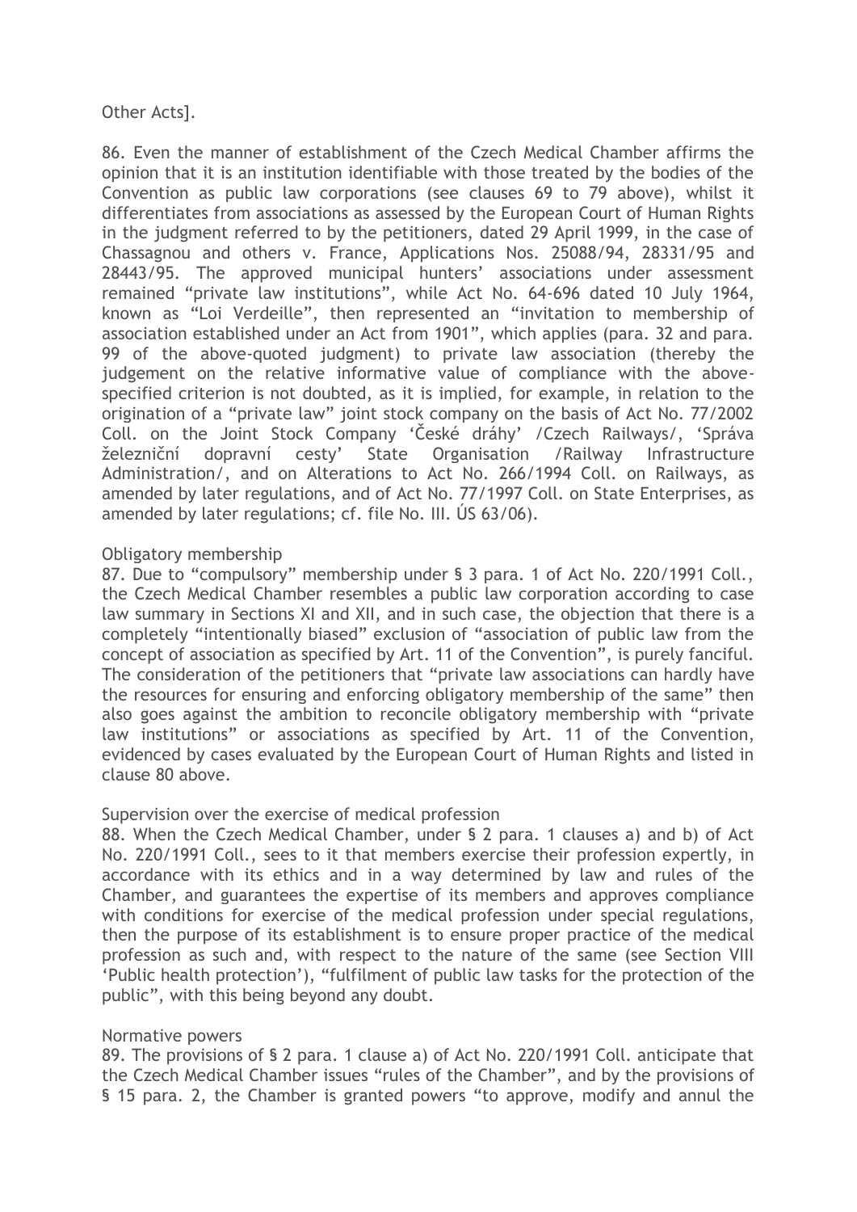Other Acts].

86. Even the manner of establishment of the Czech Medical Chamber affirms the opinion that it is an institution identifiable with those treated by the bodies of the Convention as public law corporations (see clauses 69 to 79 above), whilst it differentiates from associations as assessed by the European Court of Human Rights in the judgment referred to by the petitioners, dated 29 April 1999, in the case of Chassagnou and others v. France, Applications Nos. 25088/94, 28331/95 and 28443/95. The approved municipal hunters' associations under assessment remained "private law institutions", while Act No. 64-696 dated 10 July 1964, known as "Loi Verdeille", then represented an "invitation to membership of association established under an Act from 1901", which applies (para. 32 and para. 99 of the above-quoted judgment) to private law association (thereby the judgement on the relative informative value of compliance with the above-specified criterion is not doubted, as it is implied, for example, in relation to the origination of a "private law" joint stock company on the basis of Act No. 77/2002 Coll. on the Joint Stock Company 'České dráhy' /Czech Railways/, 'Správa železniční dopravní cesty' State Organisation /Railway Infrastructure Administration/, and on Alterations to Act No. 266/1994 Coll. on Railways, as amended by later regulations, and of Act No. 77/1997 Coll. on State Enterprises, as amended by later regulations; cf. file No. III. ÚS 63/06).

Obligatory membership

87. Due to "compulsory" membership under § 3 para. 1 of Act No. 220/1991 Coll., the Czech Medical Chamber resembles a public law corporation according to case law summary in Sections XI and XII, and in such case, the objection that there is a completely "intentionally biased" exclusion of "association of public law from the concept of association as specified by Art. 11 of the Convention", is purely fanciful. The consideration of the petitioners that "private law associations can hardly have the resources for ensuring and enforcing obligatory membership of the same" then also goes against the ambition to reconcile obligatory membership with "private law institutions" or associations as specified by Art. 11 of the Convention, evidenced by cases evaluated by the European Court of Human Rights and listed in clause 80 above.

Supervision over the exercise of medical profession

88. When the Czech Medical Chamber, under § 2 para. 1 clauses a) and b) of Act No. 220/1991 Coll., sees to it that members exercise their profession expertly, in accordance with its ethics and in a way determined by law and rules of the Chamber, and guarantees the expertise of its members and approves compliance with conditions for exercise of the medical profession under special regulations, then the purpose of its establishment is to ensure proper practice of the medical profession as such and, with respect to the nature of the same (see Section VIII 'Public health protection'), "fulfilment of public law tasks for the protection of the public", with this being beyond any doubt.

Normative powers

89. The provisions of § 2 para. 1 clause a) of Act No. 220/1991 Coll. anticipate that the Czech Medical Chamber issues "rules of the Chamber", and by the provisions of § 15 para. 2, the Chamber is granted powers "to approve, modify and annul the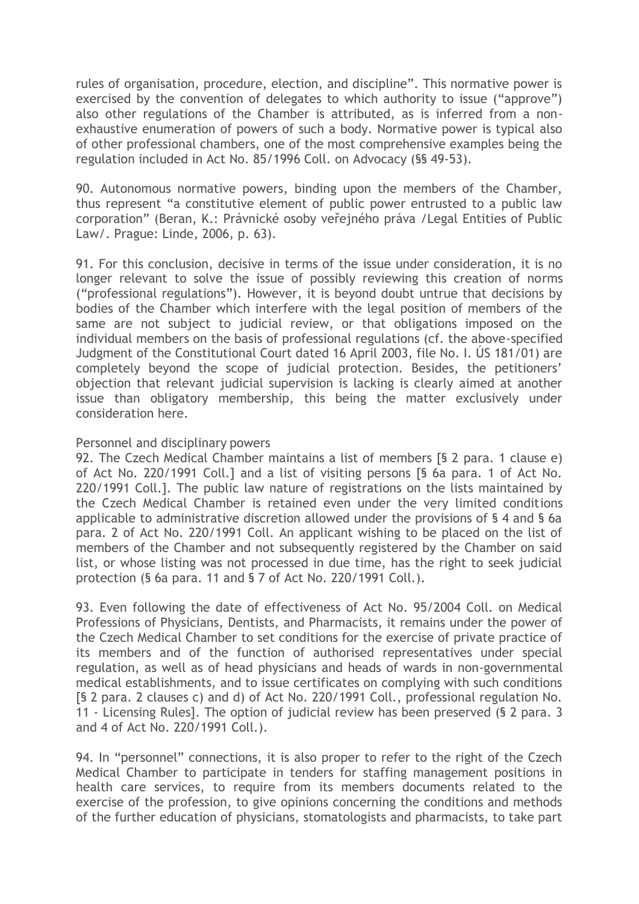rules of organisation, procedure, election, and discipline". This normative power is exercised by the convention of delegates to which authority to issue ("approve") also other regulations of the Chamber is attributed, as is inferred from a non-exhaustive enumeration of powers of such a body. Normative power is typical also of other professional chambers, one of the most comprehensive examples being the regulation included in Act No. 85/1996 Coll. on Advocacy (§§ 49-53).

90. Autonomous normative powers, binding upon the members of the Chamber, thus represent "a constitutive element of public power entrusted to a public law corporation" (Beran, K.: Právnické osoby veřejného práva /Legal Entities of Public Law/. Prague: Linde, 2006, p. 63).

91. For this conclusion, decisive in terms of the issue under consideration, it is no longer relevant to solve the issue of possibly reviewing this creation of norms ("professional regulations"). However, it is beyond doubt untrue that decisions by bodies of the Chamber which interfere with the legal position of members of the same are not subject to judicial review, or that obligations imposed on the individual members on the basis of professional regulations (cf. the above-specified Judgment of the Constitutional Court dated 16 April 2003, file No. I. ÚS 181/01) are completely beyond the scope of judicial protection. Besides, the petitioners' objection that relevant judicial supervision is lacking is clearly aimed at another issue than obligatory membership, this being the matter exclusively under consideration here.

Personnel and disciplinary powers

92. The Czech Medical Chamber maintains a list of members [§ 2 para. 1 clause e) of Act No. 220/1991 Coll.] and a list of visiting persons [§ 6a para. 1 of Act No. 220/1991 Coll.]. The public law nature of registrations on the lists maintained by the Czech Medical Chamber is retained even under the very limited conditions applicable to administrative discretion allowed under the provisions of § 4 and § 6a para. 2 of Act No. 220/1991 Coll. An applicant wishing to be placed on the list of members of the Chamber and not subsequently registered by the Chamber on said list, or whose listing was not processed in due time, has the right to seek judicial protection (§ 6a para. 11 and § 7 of Act No. 220/1991 Coll.).

93. Even following the date of effectiveness of Act No. 95/2004 Coll. on Medical Professions of Physicians, Dentists, and Pharmacists, it remains under the power of the Czech Medical Chamber to set conditions for the exercise of private practice of its members and of the function of authorised representatives under special regulation, as well as of head physicians and heads of wards in non-governmental medical establishments, and to issue certificates on complying with such conditions [§ 2 para. 2 clauses c) and d) of Act No. 220/1991 Coll., professional regulation No. 11 - Licensing Rules]. The option of judicial review has been preserved (§ 2 para. 3 and 4 of Act No. 220/1991 Coll.).

94. In "personnel" connections, it is also proper to refer to the right of the Czech Medical Chamber to participate in tenders for staffing management positions in health care services, to require from its members documents related to the exercise of the profession, to give opinions concerning the conditions and methods of the further education of physicians, stomatologists and pharmacists, to take part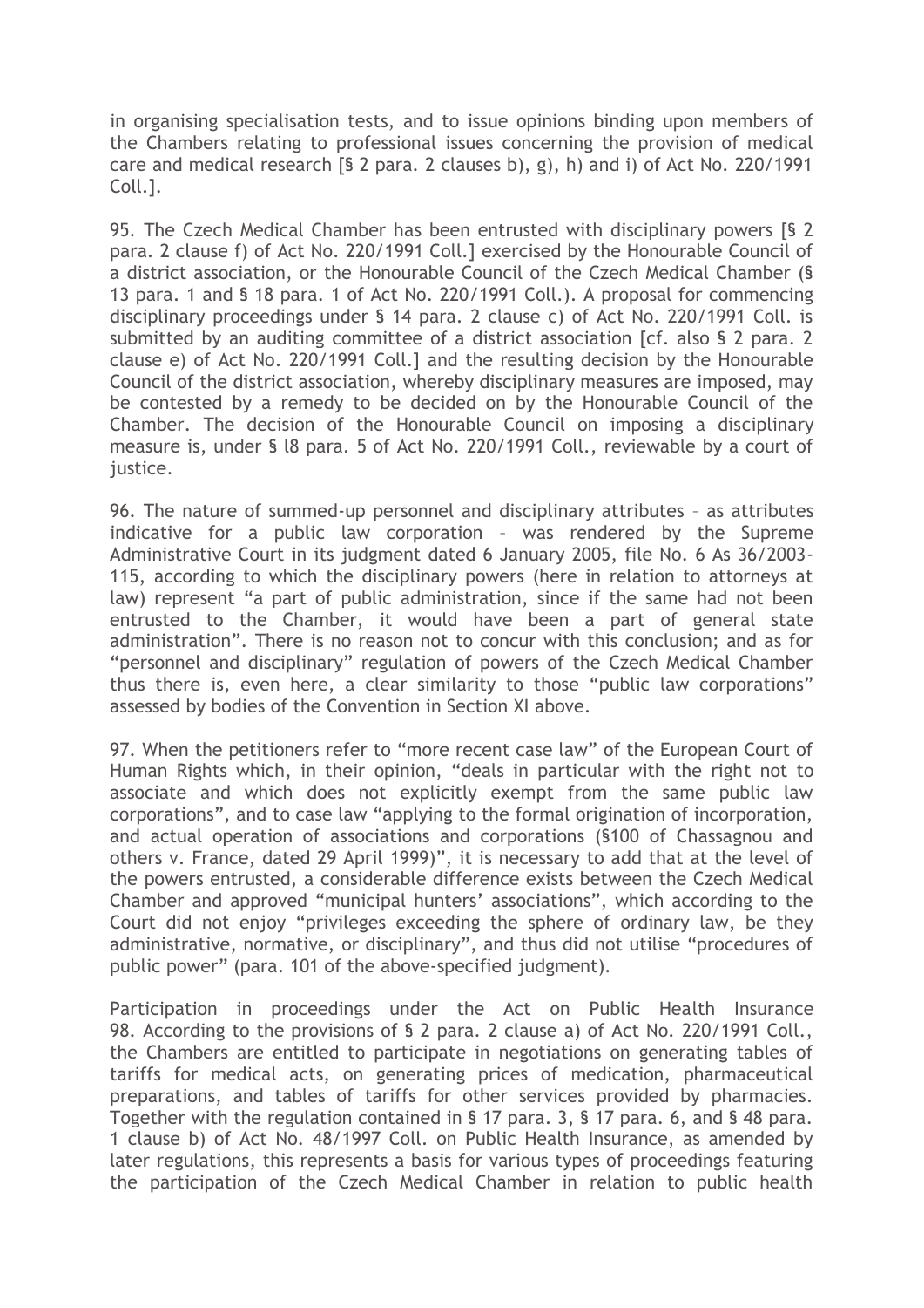in organising specialisation tests, and to issue opinions binding upon members of the Chambers relating to professional issues concerning the provision of medical care and medical research [§ 2 para. 2 clauses b), g), h) and i) of Act No. 220/1991 Coll.].

95. The Czech Medical Chamber has been entrusted with disciplinary powers [§ 2 para. 2 clause f) of Act No. 220/1991 Coll.] exercised by the Honourable Council of a district association, or the Honourable Council of the Czech Medical Chamber (§ 13 para. 1 and § 18 para. 1 of Act No. 220/1991 Coll.). A proposal for commencing disciplinary proceedings under § 14 para. 2 clause c) of Act No. 220/1991 Coll. is submitted by an auditing committee of a district association [cf. also § 2 para. 2 clause e) of Act No. 220/1991 Coll.] and the resulting decision by the Honourable Council of the district association, whereby disciplinary measures are imposed, may be contested by a remedy to be decided on by the Honourable Council of the Chamber. The decision of the Honourable Council on imposing a disciplinary measure is, under § l8 para. 5 of Act No. 220/1991 Coll., reviewable by a court of justice.

96. The nature of summed-up personnel and disciplinary attributes – as attributes indicative for a public law corporation – was rendered by the Supreme Administrative Court in its judgment dated 6 January 2005, file No. 6 As 36/2003-115, according to which the disciplinary powers (here in relation to attorneys at law) represent "a part of public administration, since if the same had not been entrusted to the Chamber, it would have been a part of general state administration". There is no reason not to concur with this conclusion; and as for "personnel and disciplinary" regulation of powers of the Czech Medical Chamber thus there is, even here, a clear similarity to those "public law corporations" assessed by bodies of the Convention in Section XI above.

97. When the petitioners refer to "more recent case law" of the European Court of Human Rights which, in their opinion, "deals in particular with the right not to associate and which does not explicitly exempt from the same public law corporations", and to case law "applying to the formal origination of incorporation, and actual operation of associations and corporations (§100 of Chassagnou and others v. France, dated 29 April 1999)", it is necessary to add that at the level of the powers entrusted, a considerable difference exists between the Czech Medical Chamber and approved "municipal hunters' associations", which according to the Court did not enjoy "privileges exceeding the sphere of ordinary law, be they administrative, normative, or disciplinary", and thus did not utilise "procedures of public power" (para. 101 of the above-specified judgment).

Participation in proceedings under the Act on Public Health Insurance

98. According to the provisions of § 2 para. 2 clause a) of Act No. 220/1991 Coll., the Chambers are entitled to participate in negotiations on generating tables of tariffs for medical acts, on generating prices of medication, pharmaceutical preparations, and tables of tariffs for other services provided by pharmacies. Together with the regulation contained in § 17 para. 3, § 17 para. 6, and § 48 para. 1 clause b) of Act No. 48/1997 Coll. on Public Health Insurance, as amended by later regulations, this represents a basis for various types of proceedings featuring the participation of the Czech Medical Chamber in relation to public health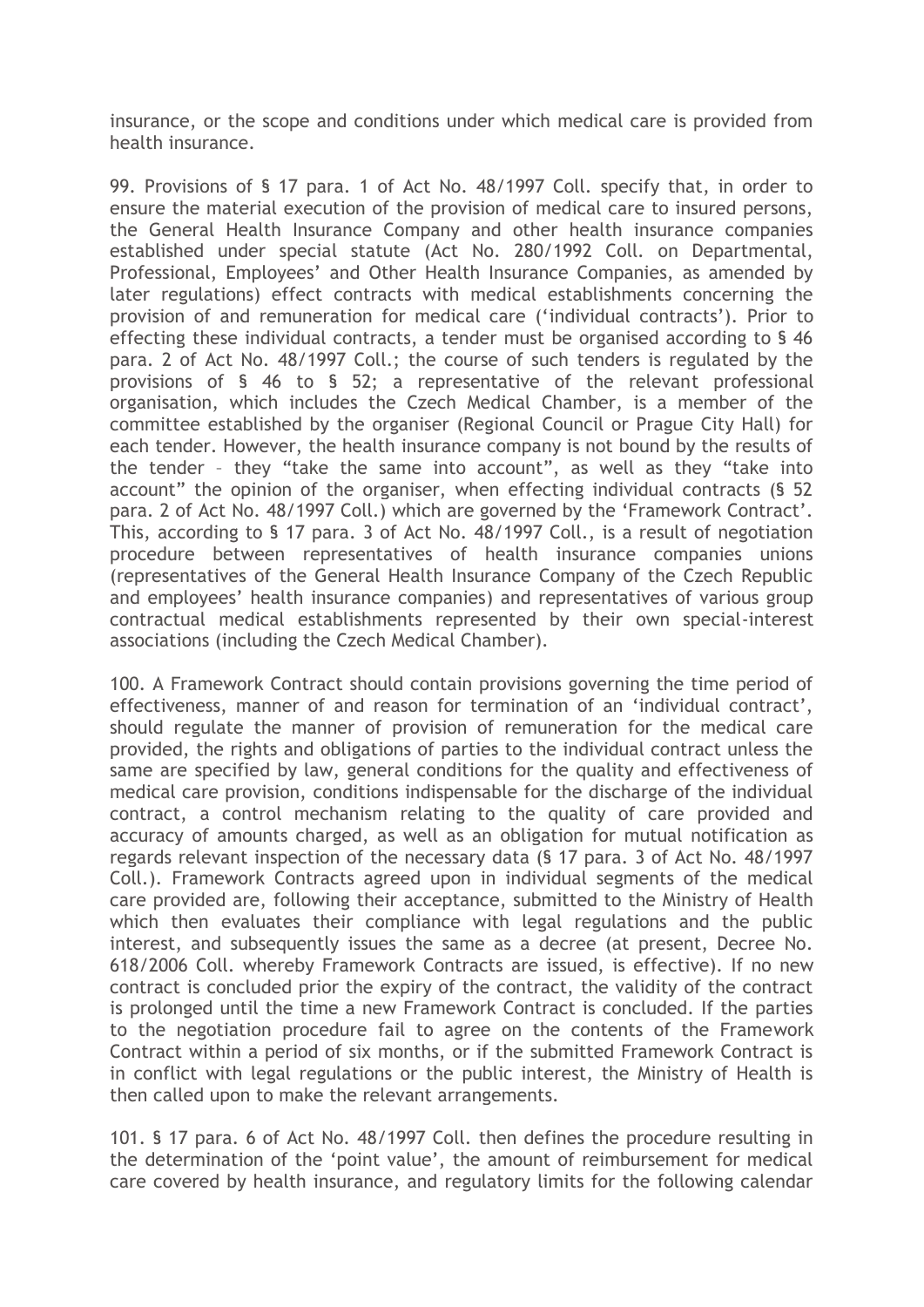insurance, or the scope and conditions under which medical care is provided from health insurance.

99. Provisions of § 17 para. 1 of Act No. 48/1997 Coll. specify that, in order to ensure the material execution of the provision of medical care to insured persons, the General Health Insurance Company and other health insurance companies established under special statute (Act No. 280/1992 Coll. on Departmental, Professional, Employees' and Other Health Insurance Companies, as amended by later regulations) effect contracts with medical establishments concerning the provision of and remuneration for medical care ('individual contracts'). Prior to effecting these individual contracts, a tender must be organised according to § 46 para. 2 of Act No. 48/1997 Coll.; the course of such tenders is regulated by the provisions of § 46 to § 52; a representative of the relevant professional organisation, which includes the Czech Medical Chamber, is a member of the committee established by the organiser (Regional Council or Prague City Hall) for each tender. However, the health insurance company is not bound by the results of the tender – they "take the same into account", as well as they "take into account" the opinion of the organiser, when effecting individual contracts (§ 52 para. 2 of Act No. 48/1997 Coll.) which are governed by the 'Framework Contract'. This, according to § 17 para. 3 of Act No. 48/1997 Coll., is a result of negotiation procedure between representatives of health insurance companies unions (representatives of the General Health Insurance Company of the Czech Republic and employees' health insurance companies) and representatives of various group contractual medical establishments represented by their own special-interest associations (including the Czech Medical Chamber).

100. A Framework Contract should contain provisions governing the time period of effectiveness, manner of and reason for termination of an 'individual contract', should regulate the manner of provision of remuneration for the medical care provided, the rights and obligations of parties to the individual contract unless the same are specified by law, general conditions for the quality and effectiveness of medical care provision, conditions indispensable for the discharge of the individual contract, a control mechanism relating to the quality of care provided and accuracy of amounts charged, as well as an obligation for mutual notification as regards relevant inspection of the necessary data (§ 17 para. 3 of Act No. 48/1997 Coll.). Framework Contracts agreed upon in individual segments of the medical care provided are, following their acceptance, submitted to the Ministry of Health which then evaluates their compliance with legal regulations and the public interest, and subsequently issues the same as a decree (at present, Decree No. 618/2006 Coll. whereby Framework Contracts are issued, is effective). If no new contract is concluded prior the expiry of the contract, the validity of the contract is prolonged until the time a new Framework Contract is concluded. If the parties to the negotiation procedure fail to agree on the contents of the Framework Contract within a period of six months, or if the submitted Framework Contract is in conflict with legal regulations or the public interest, the Ministry of Health is then called upon to make the relevant arrangements.

101. § 17 para. 6 of Act No. 48/1997 Coll. then defines the procedure resulting in the determination of the 'point value', the amount of reimbursement for medical care covered by health insurance, and regulatory limits for the following calendar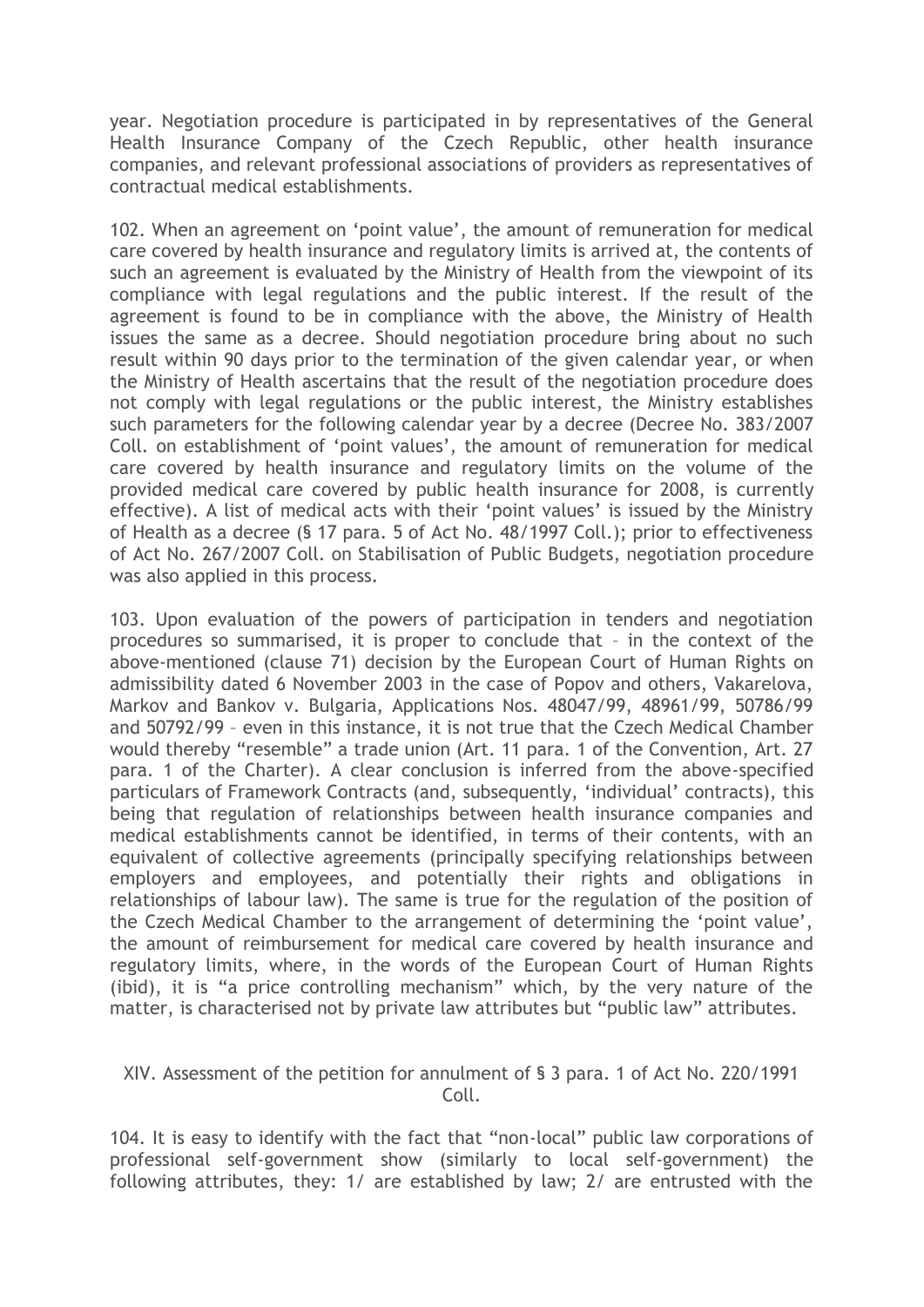year. Negotiation procedure is participated in by representatives of the General Health Insurance Company of the Czech Republic, other health insurance companies, and relevant professional associations of providers as representatives of contractual medical establishments.

102. When an agreement on 'point value', the amount of remuneration for medical care covered by health insurance and regulatory limits is arrived at, the contents of such an agreement is evaluated by the Ministry of Health from the viewpoint of its compliance with legal regulations and the public interest. If the result of the agreement is found to be in compliance with the above, the Ministry of Health issues the same as a decree. Should negotiation procedure bring about no such result within 90 days prior to the termination of the given calendar year, or when the Ministry of Health ascertains that the result of the negotiation procedure does not comply with legal regulations or the public interest, the Ministry establishes such parameters for the following calendar year by a decree (Decree No. 383/2007 Coll. on establishment of 'point values', the amount of remuneration for medical care covered by health insurance and regulatory limits on the volume of the provided medical care covered by public health insurance for 2008, is currently effective). A list of medical acts with their 'point values' is issued by the Ministry of Health as a decree (§ 17 para. 5 of Act No. 48/1997 Coll.); prior to effectiveness of Act No. 267/2007 Coll. on Stabilisation of Public Budgets, negotiation procedure was also applied in this process.

103. Upon evaluation of the powers of participation in tenders and negotiation procedures so summarised, it is proper to conclude that – in the context of the above-mentioned (clause 71) decision by the European Court of Human Rights on admissibility dated 6 November 2003 in the case of Popov and others, Vakarelova, Markov and Bankov v. Bulgaria, Applications Nos. 48047/99, 48961/99, 50786/99 and 50792/99 – even in this instance, it is not true that the Czech Medical Chamber would thereby "resemble" a trade union (Art. 11 para. 1 of the Convention, Art. 27 para. 1 of the Charter). A clear conclusion is inferred from the above-specified particulars of Framework Contracts (and, subsequently, 'individual' contracts), this being that regulation of relationships between health insurance companies and medical establishments cannot be identified, in terms of their contents, with an equivalent of collective agreements (principally specifying relationships between employers and employees, and potentially their rights and obligations in relationships of labour law). The same is true for the regulation of the position of the Czech Medical Chamber to the arrangement of determining the 'point value', the amount of reimbursement for medical care covered by health insurance and regulatory limits, where, in the words of the European Court of Human Rights (ibid), it is "a price controlling mechanism" which, by the very nature of the matter, is characterised not by private law attributes but "public law" attributes.

## XIV. Assessment of the petition for annulment of § 3 para. 1 of Act No. 220/1991 Coll.

104. It is easy to identify with the fact that "non-local" public law corporations of professional self-government show (similarly to local self-government) the following attributes, they: 1/ are established by law; 2/ are entrusted with the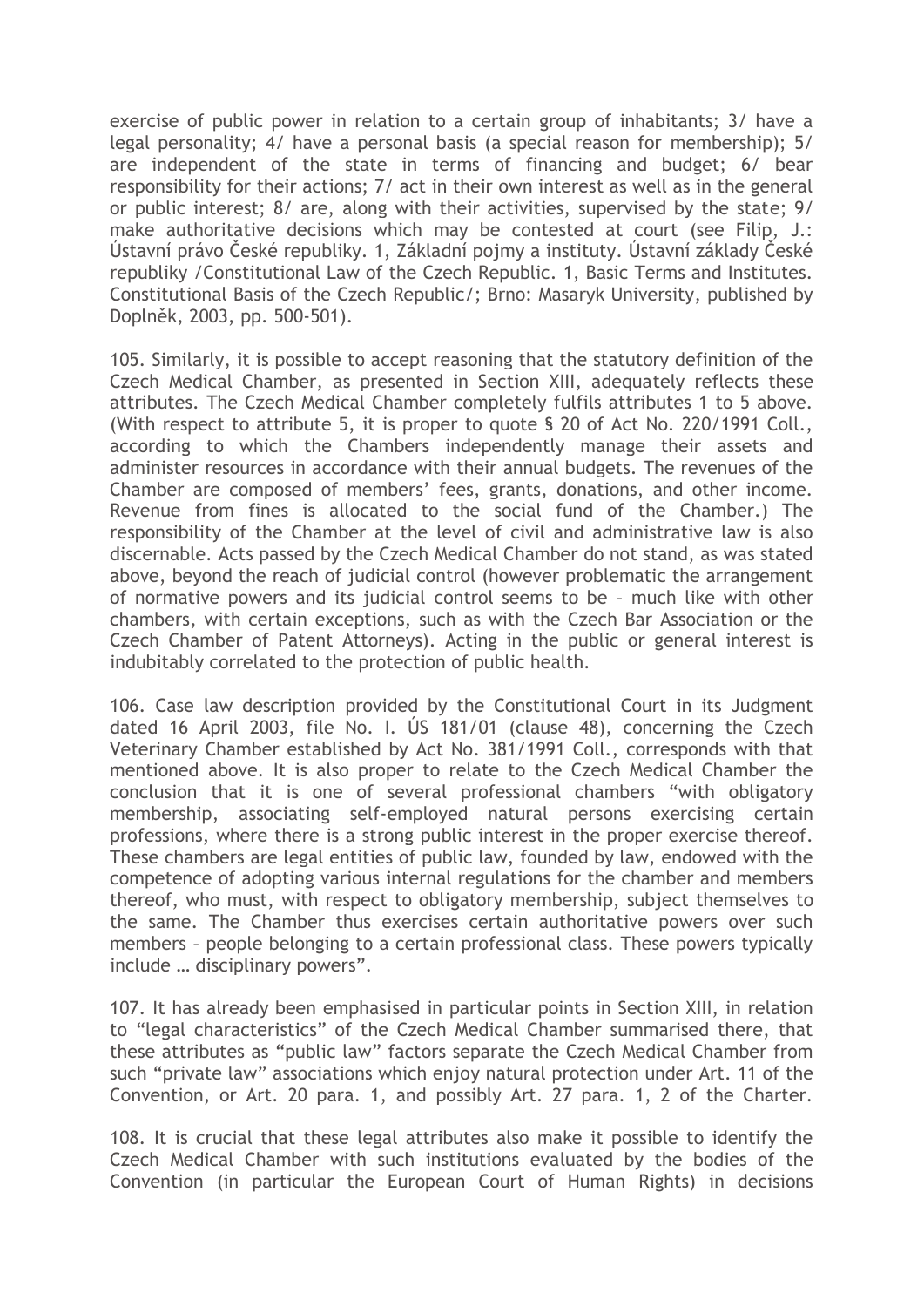exercise of public power in relation to a certain group of inhabitants; 3/ have a legal personality; 4/ have a personal basis (a special reason for membership); 5/ are independent of the state in terms of financing and budget; 6/ bear responsibility for their actions; 7/ act in their own interest as well as in the general or public interest; 8/ are, along with their activities, supervised by the state; 9/ make authoritative decisions which may be contested at court (see Filip, J.: Ústavní právo České republiky. 1, Základní pojmy a instituty. Ústavní základy České republiky /Constitutional Law of the Czech Republic. 1, Basic Terms and Institutes. Constitutional Basis of the Czech Republic/; Brno: Masaryk University, published by Doplněk, 2003, pp. 500-501).

105. Similarly, it is possible to accept reasoning that the statutory definition of the Czech Medical Chamber, as presented in Section XIII, adequately reflects these attributes. The Czech Medical Chamber completely fulfils attributes 1 to 5 above. (With respect to attribute 5, it is proper to quote § 20 of Act No. 220/1991 Coll., according to which the Chambers independently manage their assets and administer resources in accordance with their annual budgets. The revenues of the Chamber are composed of members' fees, grants, donations, and other income. Revenue from fines is allocated to the social fund of the Chamber.) The responsibility of the Chamber at the level of civil and administrative law is also discernable. Acts passed by the Czech Medical Chamber do not stand, as was stated above, beyond the reach of judicial control (however problematic the arrangement of normative powers and its judicial control seems to be – much like with other chambers, with certain exceptions, such as with the Czech Bar Association or the Czech Chamber of Patent Attorneys). Acting in the public or general interest is indubitably correlated to the protection of public health.

106. Case law description provided by the Constitutional Court in its Judgment dated 16 April 2003, file No. I. ÚS 181/01 (clause 48), concerning the Czech Veterinary Chamber established by Act No. 381/1991 Coll., corresponds with that mentioned above. It is also proper to relate to the Czech Medical Chamber the conclusion that it is one of several professional chambers "with obligatory membership, associating self-employed natural persons exercising certain professions, where there is a strong public interest in the proper exercise thereof. These chambers are legal entities of public law, founded by law, endowed with the competence of adopting various internal regulations for the chamber and members thereof, who must, with respect to obligatory membership, subject themselves to the same. The Chamber thus exercises certain authoritative powers over such members – people belonging to a certain professional class. These powers typically include … disciplinary powers".

107. It has already been emphasised in particular points in Section XIII, in relation to "legal characteristics" of the Czech Medical Chamber summarised there, that these attributes as "public law" factors separate the Czech Medical Chamber from such "private law" associations which enjoy natural protection under Art. 11 of the Convention, or Art. 20 para. 1, and possibly Art. 27 para. 1, 2 of the Charter.

108. It is crucial that these legal attributes also make it possible to identify the Czech Medical Chamber with such institutions evaluated by the bodies of the Convention (in particular the European Court of Human Rights) in decisions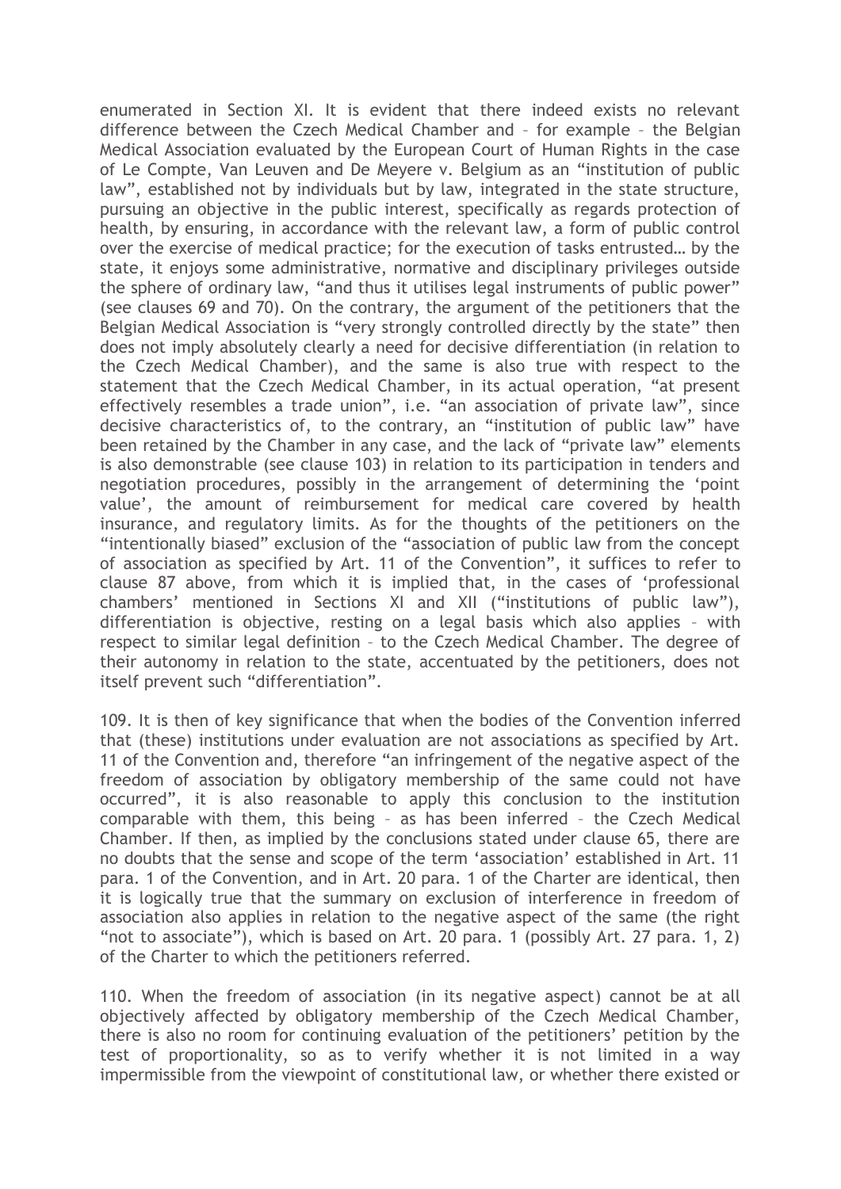enumerated in Section XI. It is evident that there indeed exists no relevant difference between the Czech Medical Chamber and – for example – the Belgian Medical Association evaluated by the European Court of Human Rights in the case of Le Compte, Van Leuven and De Meyere v. Belgium as an "institution of public law", established not by individuals but by law, integrated in the state structure, pursuing an objective in the public interest, specifically as regards protection of health, by ensuring, in accordance with the relevant law, a form of public control over the exercise of medical practice; for the execution of tasks entrusted… by the state, it enjoys some administrative, normative and disciplinary privileges outside the sphere of ordinary law, "and thus it utilises legal instruments of public power" (see clauses 69 and 70). On the contrary, the argument of the petitioners that the Belgian Medical Association is "very strongly controlled directly by the state" then does not imply absolutely clearly a need for decisive differentiation (in relation to the Czech Medical Chamber), and the same is also true with respect to the statement that the Czech Medical Chamber, in its actual operation, "at present effectively resembles a trade union", i.e. "an association of private law", since decisive characteristics of, to the contrary, an "institution of public law" have been retained by the Chamber in any case, and the lack of "private law" elements is also demonstrable (see clause 103) in relation to its participation in tenders and negotiation procedures, possibly in the arrangement of determining the 'point value', the amount of reimbursement for medical care covered by health insurance, and regulatory limits. As for the thoughts of the petitioners on the "intentionally biased" exclusion of the "association of public law from the concept of association as specified by Art. 11 of the Convention", it suffices to refer to clause 87 above, from which it is implied that, in the cases of 'professional chambers' mentioned in Sections XI and XII ("institutions of public law"), differentiation is objective, resting on a legal basis which also applies – with respect to similar legal definition – to the Czech Medical Chamber. The degree of their autonomy in relation to the state, accentuated by the petitioners, does not itself prevent such "differentiation".

109. It is then of key significance that when the bodies of the Convention inferred that (these) institutions under evaluation are not associations as specified by Art. 11 of the Convention and, therefore "an infringement of the negative aspect of the freedom of association by obligatory membership of the same could not have occurred", it is also reasonable to apply this conclusion to the institution comparable with them, this being – as has been inferred – the Czech Medical Chamber. If then, as implied by the conclusions stated under clause 65, there are no doubts that the sense and scope of the term 'association' established in Art. 11 para. 1 of the Convention, and in Art. 20 para. 1 of the Charter are identical, then it is logically true that the summary on exclusion of interference in freedom of association also applies in relation to the negative aspect of the same (the right "not to associate"), which is based on Art. 20 para. 1 (possibly Art. 27 para. 1, 2) of the Charter to which the petitioners referred.

110. When the freedom of association (in its negative aspect) cannot be at all objectively affected by obligatory membership of the Czech Medical Chamber, there is also no room for continuing evaluation of the petitioners' petition by the test of proportionality, so as to verify whether it is not limited in a way impermissible from the viewpoint of constitutional law, or whether there existed or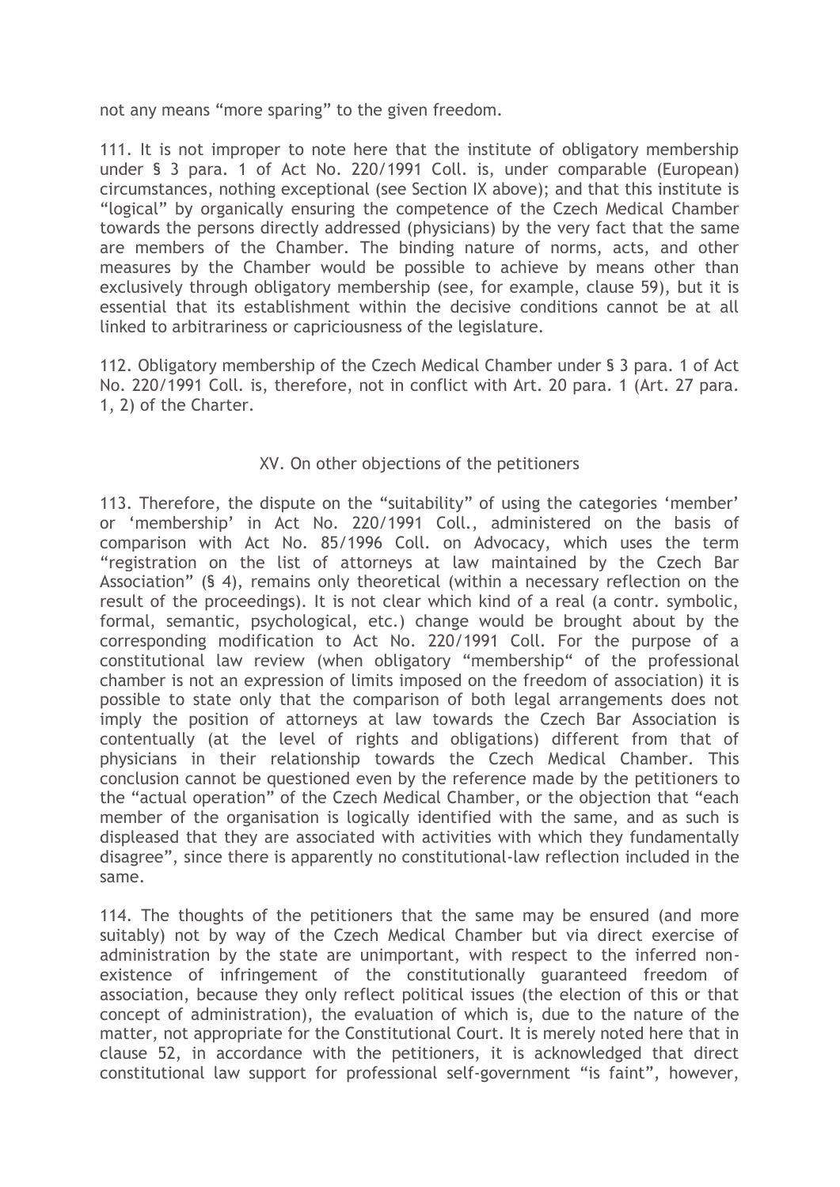not any means "more sparing" to the given freedom.

111. It is not improper to note here that the institute of obligatory membership under § 3 para. 1 of Act No. 220/1991 Coll. is, under comparable (European) circumstances, nothing exceptional (see Section IX above); and that this institute is "logical" by organically ensuring the competence of the Czech Medical Chamber towards the persons directly addressed (physicians) by the very fact that the same are members of the Chamber. The binding nature of norms, acts, and other measures by the Chamber would be possible to achieve by means other than exclusively through obligatory membership (see, for example, clause 59), but it is essential that its establishment within the decisive conditions cannot be at all linked to arbitrariness or capriciousness of the legislature.

112. Obligatory membership of the Czech Medical Chamber under § 3 para. 1 of Act No. 220/1991 Coll. is, therefore, not in conflict with Art. 20 para. 1 (Art. 27 para. 1, 2) of the Charter.

## XV. On other objections of the petitioners

113. Therefore, the dispute on the "suitability" of using the categories 'member' or 'membership' in Act No. 220/1991 Coll., administered on the basis of comparison with Act No. 85/1996 Coll. on Advocacy, which uses the term "registration on the list of attorneys at law maintained by the Czech Bar Association" (§ 4), remains only theoretical (within a necessary reflection on the result of the proceedings). It is not clear which kind of a real (a contr. symbolic, formal, semantic, psychological, etc.) change would be brought about by the corresponding modification to Act No. 220/1991 Coll. For the purpose of a constitutional law review (when obligatory "membership" of the professional chamber is not an expression of limits imposed on the freedom of association) it is possible to state only that the comparison of both legal arrangements does not imply the position of attorneys at law towards the Czech Bar Association is contentually (at the level of rights and obligations) different from that of physicians in their relationship towards the Czech Medical Chamber. This conclusion cannot be questioned even by the reference made by the petitioners to the "actual operation" of the Czech Medical Chamber, or the objection that "each member of the organisation is logically identified with the same, and as such is displeased that they are associated with activities with which they fundamentally disagree", since there is apparently no constitutional-law reflection included in the same.

114. The thoughts of the petitioners that the same may be ensured (and more suitably) not by way of the Czech Medical Chamber but via direct exercise of administration by the state are unimportant, with respect to the inferred non-existence of infringement of the constitutionally guaranteed freedom of association, because they only reflect political issues (the election of this or that concept of administration), the evaluation of which is, due to the nature of the matter, not appropriate for the Constitutional Court. It is merely noted here that in clause 52, in accordance with the petitioners, it is acknowledged that direct constitutional law support for professional self-government "is faint", however,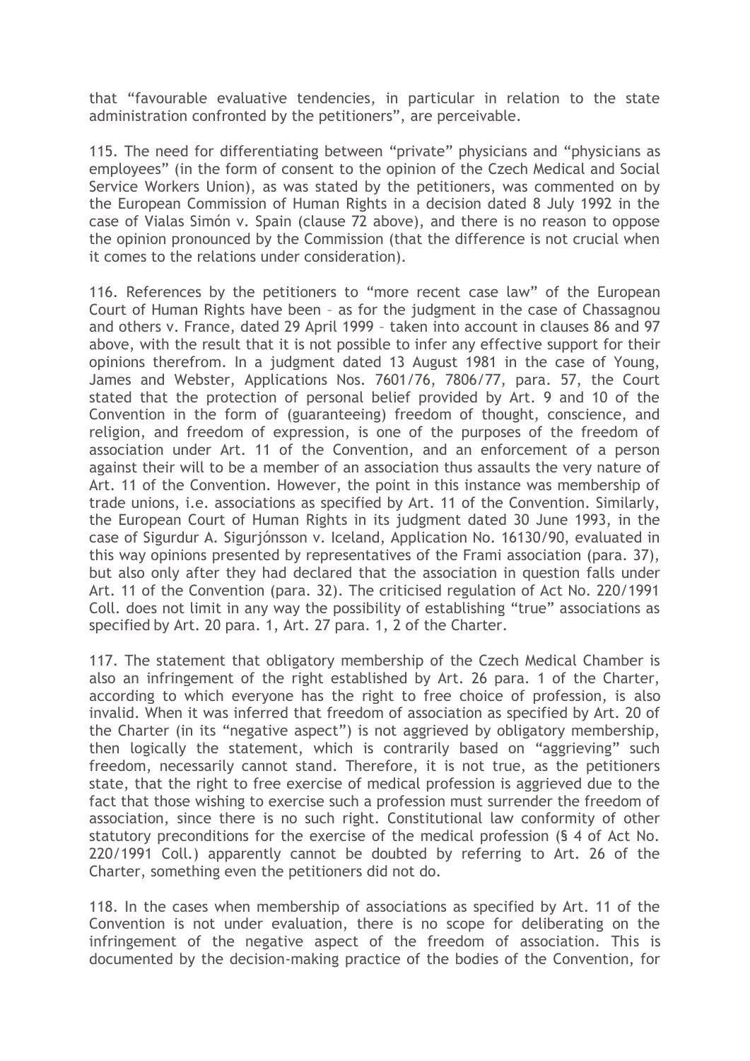that "favourable evaluative tendencies, in particular in relation to the state administration confronted by the petitioners", are perceivable.

115. The need for differentiating between "private" physicians and "physicians as employees" (in the form of consent to the opinion of the Czech Medical and Social Service Workers Union), as was stated by the petitioners, was commented on by the European Commission of Human Rights in a decision dated 8 July 1992 in the case of Vialas Simón v. Spain (clause 72 above), and there is no reason to oppose the opinion pronounced by the Commission (that the difference is not crucial when it comes to the relations under consideration).

116. References by the petitioners to "more recent case law" of the European Court of Human Rights have been – as for the judgment in the case of Chassagnou and others v. France, dated 29 April 1999 – taken into account in clauses 86 and 97 above, with the result that it is not possible to infer any effective support for their opinions therefrom. In a judgment dated 13 August 1981 in the case of Young, James and Webster, Applications Nos. 7601/76, 7806/77, para. 57, the Court stated that the protection of personal belief provided by Art. 9 and 10 of the Convention in the form of (guaranteeing) freedom of thought, conscience, and religion, and freedom of expression, is one of the purposes of the freedom of association under Art. 11 of the Convention, and an enforcement of a person against their will to be a member of an association thus assaults the very nature of Art. 11 of the Convention. However, the point in this instance was membership of trade unions, i.e. associations as specified by Art. 11 of the Convention. Similarly, the European Court of Human Rights in its judgment dated 30 June 1993, in the case of Sigurdur A. Sigurjónsson v. Iceland, Application No. 16130/90, evaluated in this way opinions presented by representatives of the Frami association (para. 37), but also only after they had declared that the association in question falls under Art. 11 of the Convention (para. 32). The criticised regulation of Act No. 220/1991 Coll. does not limit in any way the possibility of establishing "true" associations as specified by Art. 20 para. 1, Art. 27 para. 1, 2 of the Charter.

117. The statement that obligatory membership of the Czech Medical Chamber is also an infringement of the right established by Art. 26 para. 1 of the Charter, according to which everyone has the right to free choice of profession, is also invalid. When it was inferred that freedom of association as specified by Art. 20 of the Charter (in its "negative aspect") is not aggrieved by obligatory membership, then logically the statement, which is contrarily based on "aggrieving" such freedom, necessarily cannot stand. Therefore, it is not true, as the petitioners state, that the right to free exercise of medical profession is aggrieved due to the fact that those wishing to exercise such a profession must surrender the freedom of association, since there is no such right. Constitutional law conformity of other statutory preconditions for the exercise of the medical profession (§ 4 of Act No. 220/1991 Coll.) apparently cannot be doubted by referring to Art. 26 of the Charter, something even the petitioners did not do.

118. In the cases when membership of associations as specified by Art. 11 of the Convention is not under evaluation, there is no scope for deliberating on the infringement of the negative aspect of the freedom of association. This is documented by the decision-making practice of the bodies of the Convention, for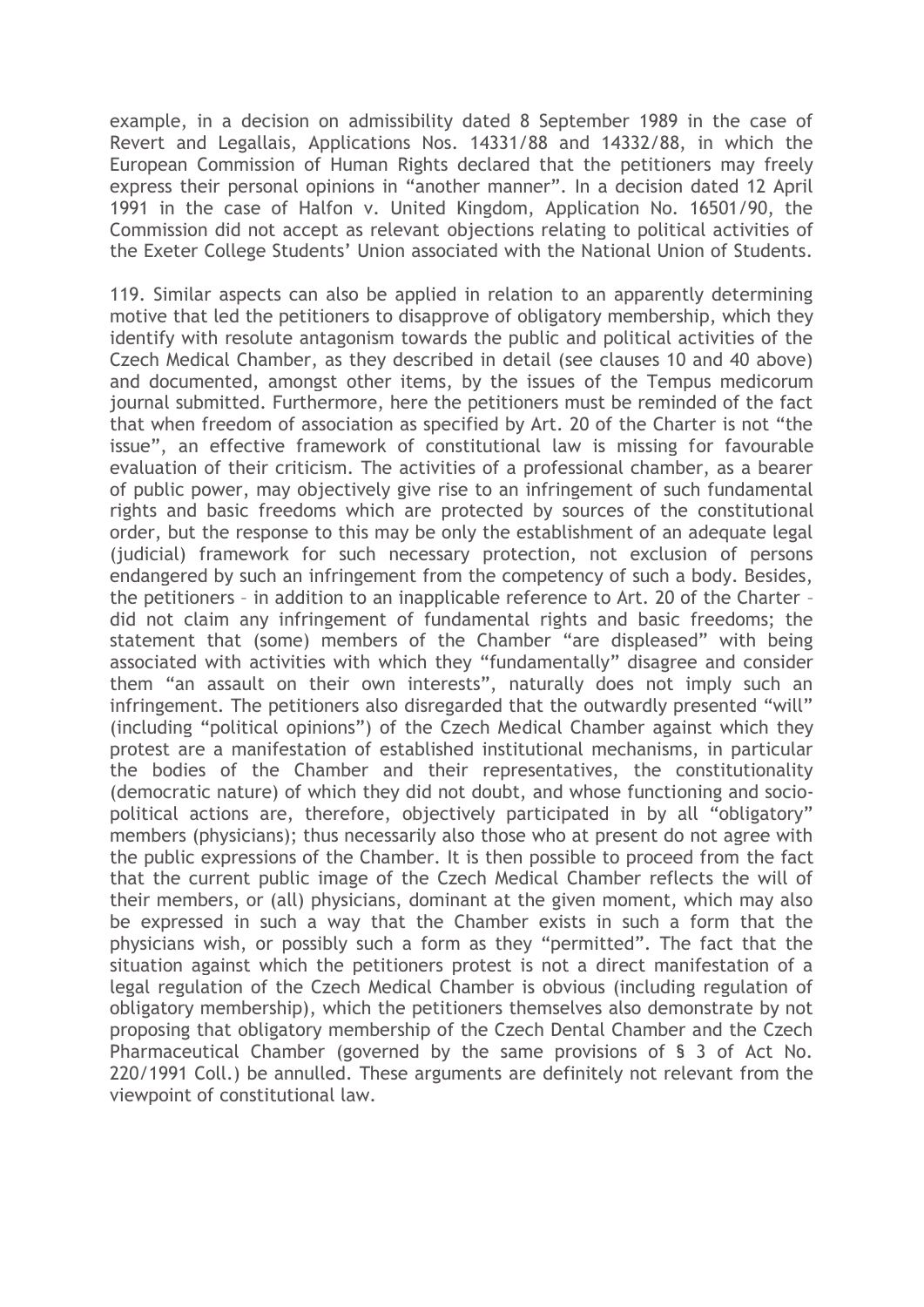example, in a decision on admissibility dated 8 September 1989 in the case of Revert and Legallais, Applications Nos. 14331/88 and 14332/88, in which the European Commission of Human Rights declared that the petitioners may freely express their personal opinions in "another manner". In a decision dated 12 April 1991 in the case of Halfon v. United Kingdom, Application No. 16501/90, the Commission did not accept as relevant objections relating to political activities of the Exeter College Students' Union associated with the National Union of Students.

119. Similar aspects can also be applied in relation to an apparently determining motive that led the petitioners to disapprove of obligatory membership, which they identify with resolute antagonism towards the public and political activities of the Czech Medical Chamber, as they described in detail (see clauses 10 and 40 above) and documented, amongst other items, by the issues of the Tempus medicorum journal submitted. Furthermore, here the petitioners must be reminded of the fact that when freedom of association as specified by Art. 20 of the Charter is not "the issue", an effective framework of constitutional law is missing for favourable evaluation of their criticism. The activities of a professional chamber, as a bearer of public power, may objectively give rise to an infringement of such fundamental rights and basic freedoms which are protected by sources of the constitutional order, but the response to this may be only the establishment of an adequate legal (judicial) framework for such necessary protection, not exclusion of persons endangered by such an infringement from the competency of such a body. Besides, the petitioners – in addition to an inapplicable reference to Art. 20 of the Charter – did not claim any infringement of fundamental rights and basic freedoms; the statement that (some) members of the Chamber "are displeased" with being associated with activities with which they "fundamentally" disagree and consider them "an assault on their own interests", naturally does not imply such an infringement. The petitioners also disregarded that the outwardly presented "will" (including "political opinions") of the Czech Medical Chamber against which they protest are a manifestation of established institutional mechanisms, in particular the bodies of the Chamber and their representatives, the constitutionality (democratic nature) of which they did not doubt, and whose functioning and socio-political actions are, therefore, objectively participated in by all "obligatory" members (physicians); thus necessarily also those who at present do not agree with the public expressions of the Chamber. It is then possible to proceed from the fact that the current public image of the Czech Medical Chamber reflects the will of their members, or (all) physicians, dominant at the given moment, which may also be expressed in such a way that the Chamber exists in such a form that the physicians wish, or possibly such a form as they "permitted". The fact that the situation against which the petitioners protest is not a direct manifestation of a legal regulation of the Czech Medical Chamber is obvious (including regulation of obligatory membership), which the petitioners themselves also demonstrate by not proposing that obligatory membership of the Czech Dental Chamber and the Czech Pharmaceutical Chamber (governed by the same provisions of § 3 of Act No. 220/1991 Coll.) be annulled. These arguments are definitely not relevant from the viewpoint of constitutional law.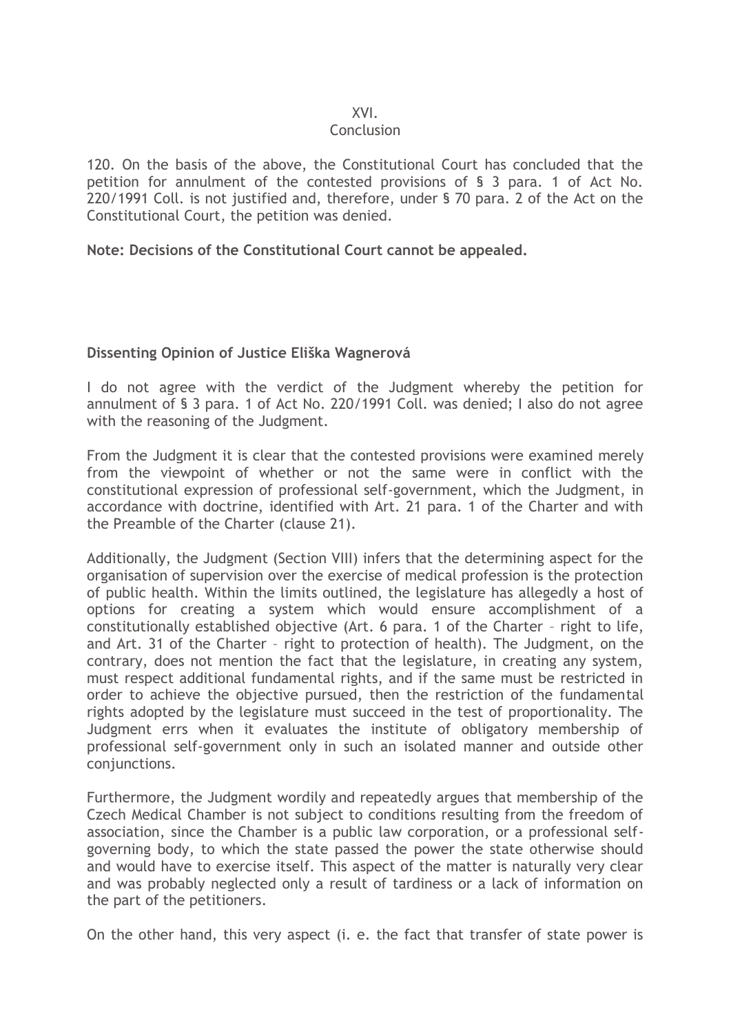## XVI.
## Conclusion

120. On the basis of the above, the Constitutional Court has concluded that the petition for annulment of the contested provisions of § 3 para. 1 of Act No. 220/1991 Coll. is not justified and, therefore, under § 70 para. 2 of the Act on the Constitutional Court, the petition was denied.

**Note: Decisions of the Constitutional Court cannot be appealed.**

**Dissenting Opinion of Justice Eliška Wagnerová**

I do not agree with the verdict of the Judgment whereby the petition for annulment of § 3 para. 1 of Act No. 220/1991 Coll. was denied; I also do not agree with the reasoning of the Judgment.

From the Judgment it is clear that the contested provisions were examined merely from the viewpoint of whether or not the same were in conflict with the constitutional expression of professional self-government, which the Judgment, in accordance with doctrine, identified with Art. 21 para. 1 of the Charter and with the Preamble of the Charter (clause 21).

Additionally, the Judgment (Section VIII) infers that the determining aspect for the organisation of supervision over the exercise of medical profession is the protection of public health. Within the limits outlined, the legislature has allegedly a host of options for creating a system which would ensure accomplishment of a constitutionally established objective (Art. 6 para. 1 of the Charter – right to life, and Art. 31 of the Charter – right to protection of health). The Judgment, on the contrary, does not mention the fact that the legislature, in creating any system, must respect additional fundamental rights, and if the same must be restricted in order to achieve the objective pursued, then the restriction of the fundamental rights adopted by the legislature must succeed in the test of proportionality. The Judgment errs when it evaluates the institute of obligatory membership of professional self-government only in such an isolated manner and outside other conjunctions.

Furthermore, the Judgment wordily and repeatedly argues that membership of the Czech Medical Chamber is not subject to conditions resulting from the freedom of association, since the Chamber is a public law corporation, or a professional self-governing body, to which the state passed the power the state otherwise should and would have to exercise itself. This aspect of the matter is naturally very clear and was probably neglected only a result of tardiness or a lack of information on the part of the petitioners.

On the other hand, this very aspect (i. e. the fact that transfer of state power is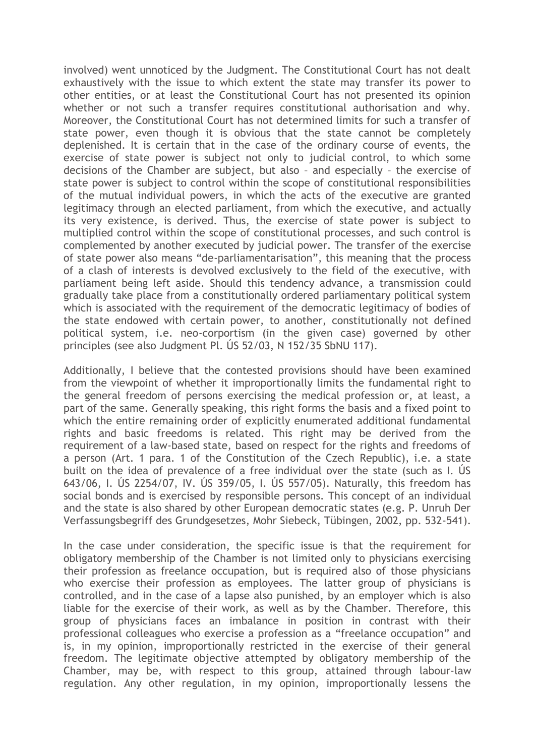involved) went unnoticed by the Judgment. The Constitutional Court has not dealt exhaustively with the issue to which extent the state may transfer its power to other entities, or at least the Constitutional Court has not presented its opinion whether or not such a transfer requires constitutional authorisation and why. Moreover, the Constitutional Court has not determined limits for such a transfer of state power, even though it is obvious that the state cannot be completely deplenished. It is certain that in the case of the ordinary course of events, the exercise of state power is subject not only to judicial control, to which some decisions of the Chamber are subject, but also – and especially – the exercise of state power is subject to control within the scope of constitutional responsibilities of the mutual individual powers, in which the acts of the executive are granted legitimacy through an elected parliament, from which the executive, and actually its very existence, is derived. Thus, the exercise of state power is subject to multiplied control within the scope of constitutional processes, and such control is complemented by another executed by judicial power. The transfer of the exercise of state power also means "de-parliamentarisation", this meaning that the process of a clash of interests is devolved exclusively to the field of the executive, with parliament being left aside. Should this tendency advance, a transmission could gradually take place from a constitutionally ordered parliamentary political system which is associated with the requirement of the democratic legitimacy of bodies of the state endowed with certain power, to another, constitutionally not defined political system, i.e. neo-corportism (in the given case) governed by other principles (see also Judgment Pl. ÚS 52/03, N 152/35 SbNU 117).

Additionally, I believe that the contested provisions should have been examined from the viewpoint of whether it improportionally limits the fundamental right to the general freedom of persons exercising the medical profession or, at least, a part of the same. Generally speaking, this right forms the basis and a fixed point to which the entire remaining order of explicitly enumerated additional fundamental rights and basic freedoms is related. This right may be derived from the requirement of a law-based state, based on respect for the rights and freedoms of a person (Art. 1 para. 1 of the Constitution of the Czech Republic), i.e. a state built on the idea of prevalence of a free individual over the state (such as I. ÚS 643/06, I. ÚS 2254/07, IV. ÚS 359/05, I. ÚS 557/05). Naturally, this freedom has social bonds and is exercised by responsible persons. This concept of an individual and the state is also shared by other European democratic states (e.g. P. Unruh Der Verfassungsbegriff des Grundgesetzes, Mohr Siebeck, Tübingen, 2002, pp. 532-541).

In the case under consideration, the specific issue is that the requirement for obligatory membership of the Chamber is not limited only to physicians exercising their profession as freelance occupation, but is required also of those physicians who exercise their profession as employees. The latter group of physicians is controlled, and in the case of a lapse also punished, by an employer which is also liable for the exercise of their work, as well as by the Chamber. Therefore, this group of physicians faces an imbalance in position in contrast with their professional colleagues who exercise a profession as a "freelance occupation" and is, in my opinion, improportionally restricted in the exercise of their general freedom. The legitimate objective attempted by obligatory membership of the Chamber, may be, with respect to this group, attained through labour-law regulation. Any other regulation, in my opinion, improportionally lessens the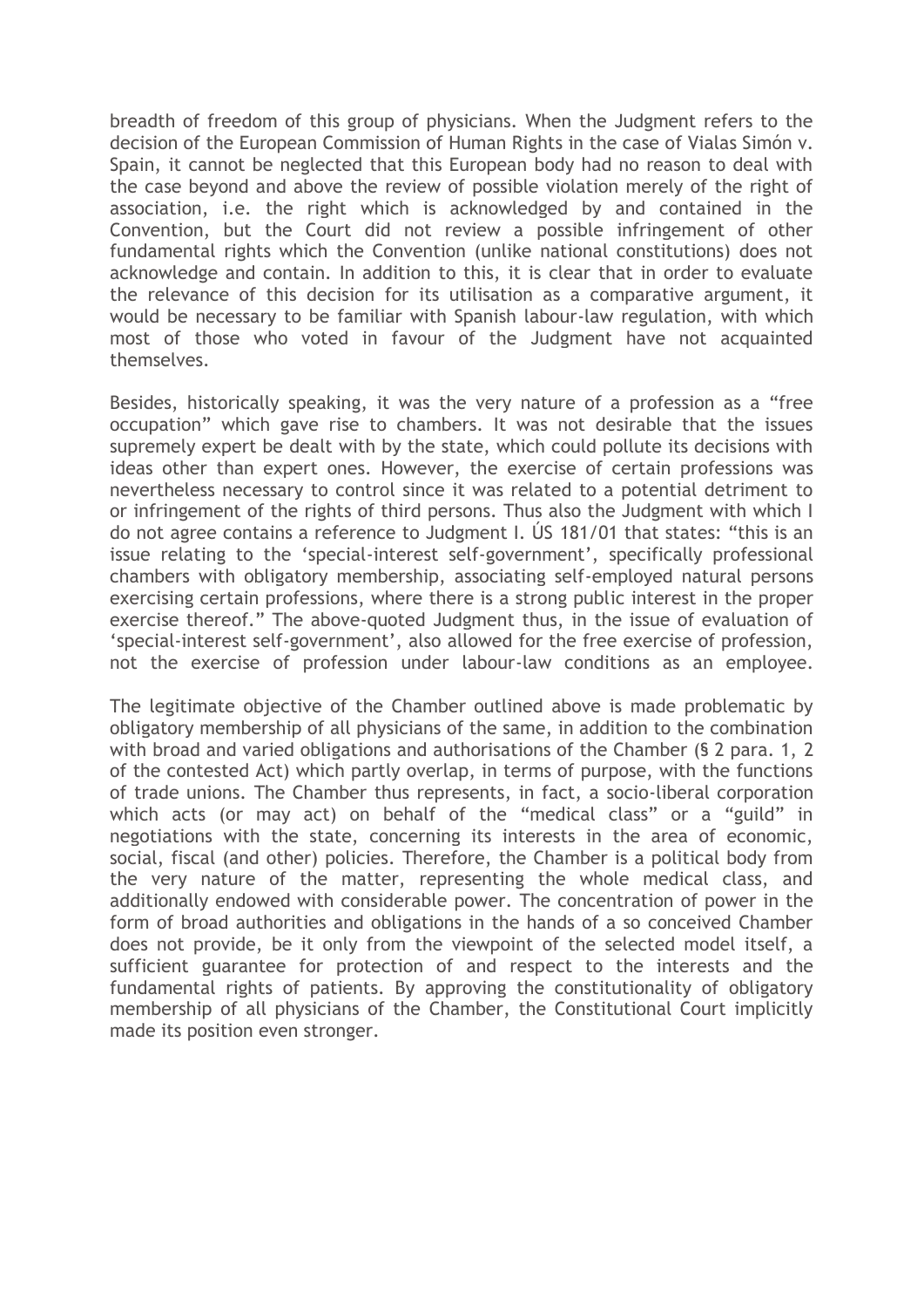breadth of freedom of this group of physicians. When the Judgment refers to the decision of the European Commission of Human Rights in the case of Vialas Simón v. Spain, it cannot be neglected that this European body had no reason to deal with the case beyond and above the review of possible violation merely of the right of association, i.e. the right which is acknowledged by and contained in the Convention, but the Court did not review a possible infringement of other fundamental rights which the Convention (unlike national constitutions) does not acknowledge and contain. In addition to this, it is clear that in order to evaluate the relevance of this decision for its utilisation as a comparative argument, it would be necessary to be familiar with Spanish labour-law regulation, with which most of those who voted in favour of the Judgment have not acquainted themselves.

Besides, historically speaking, it was the very nature of a profession as a "free occupation" which gave rise to chambers. It was not desirable that the issues supremely expert be dealt with by the state, which could pollute its decisions with ideas other than expert ones. However, the exercise of certain professions was nevertheless necessary to control since it was related to a potential detriment to or infringement of the rights of third persons. Thus also the Judgment with which I do not agree contains a reference to Judgment I. ÚS 181/01 that states: "this is an issue relating to the 'special-interest self-government', specifically professional chambers with obligatory membership, associating self-employed natural persons exercising certain professions, where there is a strong public interest in the proper exercise thereof." The above-quoted Judgment thus, in the issue of evaluation of 'special-interest self-government', also allowed for the free exercise of profession, not the exercise of profession under labour-law conditions as an employee.

The legitimate objective of the Chamber outlined above is made problematic by obligatory membership of all physicians of the same, in addition to the combination with broad and varied obligations and authorisations of the Chamber (§ 2 para. 1, 2 of the contested Act) which partly overlap, in terms of purpose, with the functions of trade unions. The Chamber thus represents, in fact, a socio-liberal corporation which acts (or may act) on behalf of the "medical class" or a "guild" in negotiations with the state, concerning its interests in the area of economic, social, fiscal (and other) policies. Therefore, the Chamber is a political body from the very nature of the matter, representing the whole medical class, and additionally endowed with considerable power. The concentration of power in the form of broad authorities and obligations in the hands of a so conceived Chamber does not provide, be it only from the viewpoint of the selected model itself, a sufficient guarantee for protection of and respect to the interests and the fundamental rights of patients. By approving the constitutionality of obligatory membership of all physicians of the Chamber, the Constitutional Court implicitly made its position even stronger.